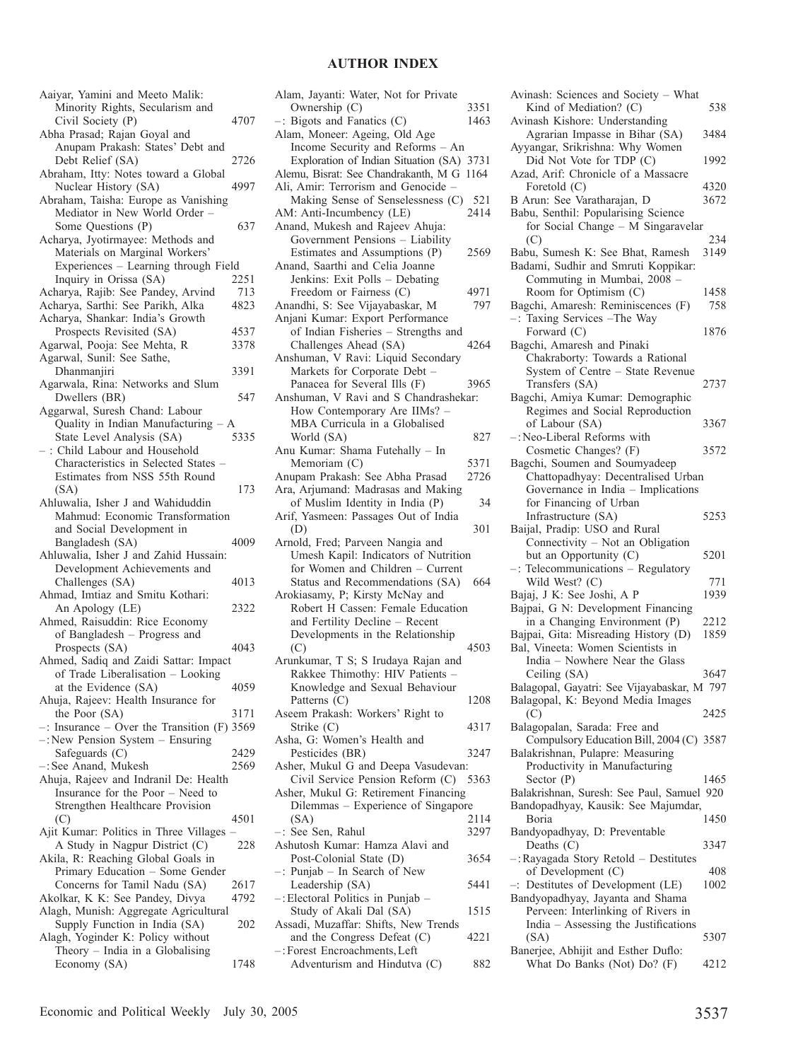# AUTHOR INDEX

Aaiyar, Yamini and Meeto Malik: Minority Rights, Secularism and Civil Society (P) 4707

Abha Prasad; Rajan Goyal and Anupam Prakash: States' Debt and Debt Relief (SA) 2726

Abraham, Itty: Notes toward a Global Nuclear History (SA) 4997

Abraham, Taisha: Europe as Vanishing Mediator in New World Order – Some Questions (P) 637

Acharya, Jyotirmayee: Methods and Materials on Marginal Workers' Experiences – Learning through Field Inquiry in Orissa (SA) 2251

Acharya, Rajib: See Pandey, Arvind 713

Acharya, Sarthi: See Parikh, Alka 4823

Acharya, Shankar: India's Growth Prospects Revisited (SA) 4537

Agarwal, Pooja: See Mehta, R 3378

Agarwal, Sunil: See Sathe, Dhanmanjiri 3391

Agarwala, Rina: Networks and Slum Dwellers (BR) 547

Aggarwal, Suresh Chand: Labour Quality in Indian Manufacturing – A State Level Analysis (SA) 5335

– : Child Labour and Household Characteristics in Selected States – Estimates from NSS 55th Round (SA) 173

Ahluwalia, Isher J and Wahiduddin Mahmud: Economic Transformation and Social Development in Bangladesh (SA) 4009

Ahluwalia, Isher J and Zahid Hussain: Development Achievements and Challenges (SA) 4013

Ahmad, Imtiaz and Smitu Kothari: An Apology (LE) 2322

Ahmed, Raisuddin: Rice Economy of Bangladesh – Progress and Prospects (SA) 4043

Ahmed, Sadiq and Zaidi Sattar: Impact of Trade Liberalisation – Looking at the Evidence (SA) 4059

Ahuja, Rajeev: Health Insurance for the Poor (SA) 3171

–: Insurance – Over the Transition (F) 3569

–: New Pension System – Ensuring Safeguards (C) 2429

–: See Anand, Mukesh 2569

Ahuja, Rajeev and Indranil De: Health Insurance for the Poor – Need to Strengthen Healthcare Provision (C) 4501

Ajit Kumar: Politics in Three Villages – A Study in Nagpur District (C) 228

Akila, R: Reaching Global Goals in Primary Education – Some Gender Concerns for Tamil Nadu (SA) 2617

Akolkar, K K: See Pandey, Divya 4792

Alagh, Munish: Aggregate Agricultural Supply Function in India (SA) 202

Alagh, Yoginder K: Policy without Theory – India in a Globalising Economy (SA) 1748

Alam, Jayanti: Water, Not for Private Ownership (C) 3351

–: Bigots and Fanatics (C) 1463

Alam, Moneer: Ageing, Old Age Income Security and Reforms – An Exploration of Indian Situation (SA) 3731

Alemu, Bisrat: See Chandrakanth, M G 1164

Ali, Amir: Terrorism and Genocide – Making Sense of Senselessness (C) 521

AM: Anti-Incumbency (LE) 2414

Anand, Mukesh and Rajeev Ahuja: Government Pensions – Liability Estimates and Assumptions (P) 2569

Anand, Saarthi and Celia Joanne Jenkins: Exit Polls – Debating Freedom or Fairness (C) 4971

Anandhi, S: See Vijayabaskar, M 797

Anjani Kumar: Export Performance of Indian Fisheries – Strengths and Challenges Ahead (SA) 4264

Anshuman, V Ravi: Liquid Secondary Markets for Corporate Debt – Panacea for Several Ills (F) 3965

Anshuman, V Ravi and S Chandrashekar: How Contemporary Are IIMs? – MBA Curricula in a Globalised World (SA) 827

Anu Kumar: Shama Futehally – In Memoriam (C) 5371

Anupam Prakash: See Abha Prasad 2726

Ara, Arjumand: Madrasas and Making of Muslim Identity in India (P) 34

Arif, Yasmeen: Passages Out of India (D) 301

Arnold, Fred; Parveen Nangia and Umesh Kapil: Indicators of Nutrition for Women and Children – Current Status and Recommendations (SA) 664

Arokiasamy, P; Kirsty McNay and Robert H Cassen: Female Education and Fertility Decline – Recent Developments in the Relationship (C) 4503

Arunkumar, T S; S Irudaya Rajan and Rakkee Thimothy: HIV Patients – Knowledge and Sexual Behaviour Patterns (C) 1208

Aseem Prakash: Workers' Right to Strike (C) 4317

Asha, G: Women's Health and Pesticides (BR) 3247

Asher, Mukul G and Deepa Vasudevan: Civil Service Pension Reform (C) 5363

Asher, Mukul G: Retirement Financing Dilemmas – Experience of Singapore (SA) 2114

–: See Sen, Rahul 3297

Ashutosh Kumar: Hamza Alavi and Post-Colonial State (D) 3654

–: Punjab – In Search of New Leadership (SA) 5441

–: Electoral Politics in Punjab – Study of Akali Dal (SA) 1515

Assadi, Muzaffar: Shifts, New Trends and the Congress Defeat (C) 4221

–: Forest Encroachments, Left Adventurism and Hindutva (C) 882

Avinash: Sciences and Society – What Kind of Mediation? (C) 538

Avinash Kishore: Understanding Agrarian Impasse in Bihar (SA) 3484

Ayyangar, Srikrishna: Why Women Did Not Vote for TDP (C) 1992

Azad, Arif: Chronicle of a Massacre Foretold (C) 4320

B Arun: See Varatharajan, D 3672

Babu, Senthil: Popularising Science for Social Change – M Singaravelar (C) 234

Babu, Sumesh K: See Bhat, Ramesh 3149

Badami, Sudhir and Smruti Koppikar: Commuting in Mumbai, 2008 – Room for Optimism (C) 1458

Bagchi, Amaresh: Reminiscences (F) 758

–: Taxing Services –The Way Forward (C) 1876

Bagchi, Amaresh and Pinaki Chakraborty: Towards a Rational System of Centre – State Revenue Transfers (SA) 2737

Bagchi, Amiya Kumar: Demographic Regimes and Social Reproduction of Labour (SA) 3367

–: Neo-Liberal Reforms with Cosmetic Changes? (F) 3572

Bagchi, Soumen and Soumyadeep Chattopadhyay: Decentralised Urban Governance in India – Implications for Financing of Urban Infrastructure (SA) 5253

Baijal, Pradip: USO and Rural Connectivity – Not an Obligation but an Opportunity (C) 5201

–: Telecommunications – Regulatory Wild West? (C) 771

Bajaj, J K: See Joshi, A P 1939

Bajpai, G N: Development Financing in a Changing Environment (P) 2212

Bajpai, Gita: Misreading History (D) 1859

Bal, Vineeta: Women Scientists in India – Nowhere Near the Glass Ceiling (SA) 3647

Balagopal, Gayatri: See Vijayabaskar, M 797

Balagopal, K: Beyond Media Images (C) 2425

Balagopalan, Sarada: Free and Compulsory Education Bill, 2004 (C) 3587

Balakrishnan, Pulapre: Measuring Productivity in Manufacturing Sector (P) 1465

Balakrishnan, Suresh: See Paul, Samuel 920

Bandopadhyay, Kausik: See Majumdar, Boria 1450

Bandyopadhyay, D: Preventable Deaths (C) 3347

–: Rayagada Story Retold – Destitutes of Development (C) 408

–: Destitutes of Development (LE) 1002

Bandyopadhyay, Jayanta and Shama Perveen: Interlinking of Rivers in India – Assessing the Justifications (SA) 5307

Banerjee, Abhijit and Esther Duflo: What Do Banks (Not) Do? (F) 4212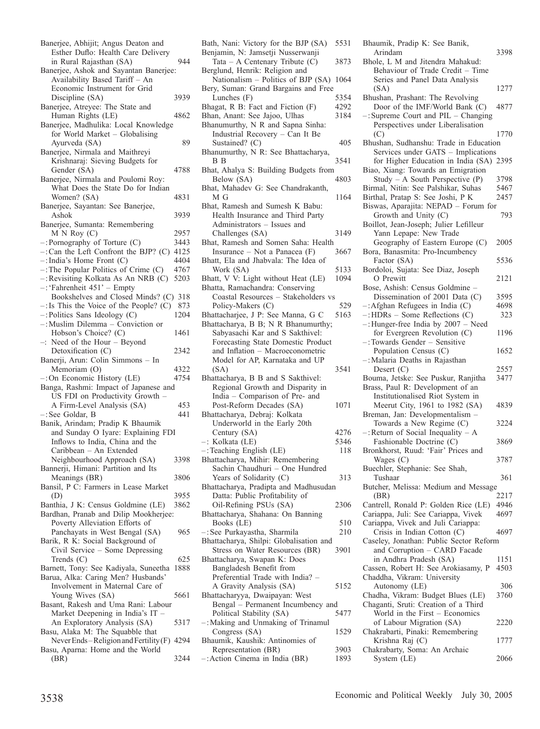Banerjee, Abhijit; Angus Deaton and Esther Duflo: Health Care Delivery in Rural Rajasthan (SA) 944
Banerjee, Ashok and Sayantan Banerjee: Availability Based Tariff – An Economic Instrument for Grid Discipline (SA) 3939
Banerjee, Atreyee: The State and Human Rights (LE) 4862
Banerjee, Madhulika: Local Knowledge for World Market – Globalising Ayurveda (SA) 89
Banerjee, Nirmala and Maithreyi Krishnaraj: Sieving Budgets for Gender (SA) 4788
Banerjee, Nirmala and Poulomi Roy: What Does the State Do for Indian Women? (SA) 4831
Banerjee, Sayantan: See Banerjee, Ashok 3939
Banerjee, Sumanta: Remembering M N Roy (C) 2957
–: Pornography of Torture (C) 3443
–: Can the Left Confront the BJP? (C) 4125
–: India's Home Front (C) 4404
–: The Popular Politics of Crime (C) 4767
–: Revisiting Kolkata As An NRB (C) 5203
–: 'Fahrenheit 451' – Empty Bookshelves and Closed Minds? (C) 318
–: Is This the Voice of the People? (C) 873
–: Politics Sans Ideology (C) 1204
–: Muslim Dilemma – Conviction or Hobson's Choice? (C) 1461
–: Need of the Hour – Beyond Detoxification (C) 2342
Banerji, Arun: Colin Simmons – In Memoriam (O) 4322
–: On Economic History (LE) 4754
Banga, Rashmi: Impact of Japanese and US FDI on Productivity Growth – A Firm-Level Analysis (SA) 453
–: See Goldar, B 441
Banik, Arindam; Pradip K Bhaumik and Sunday O Iyare: Explaining FDI Inflows to India, China and the Caribbean – An Extended Neighbourhood Approach (SA) 3398
Bannerji, Himani: Partition and Its Meanings (BR) 3806
Bansil, P C: Farmers in Lease Market (D) 3955
Banthia, J K: Census Goldmine (LE) 3862
Bardhan, Pranab and Dilip Mookherjee: Poverty Alleviation Efforts of Panchayats in West Bengal (SA) 965
Barik, R K: Social Background of Civil Service – Some Depressing Trends (C) 625
Barnett, Tony: See Kadiyala, Suneetha 1888
Barua, Alka: Caring Men? Husbands' Involvement in Maternal Care of Young Wives (SA) 5661
Basant, Rakesh and Uma Rani: Labour Market Deepening in India's IT – An Exploratory Analysis (SA) 5317
Basu, Alaka M: The Squabble that Never Ends – Religion and Fertility (F) 4294
Basu, Aparna: Home and the World (BR) 3244
Bath, Nani: Victory for the BJP (SA) 5531
Benjamin, N: Jamsetji Nusserwanji Tata – A Centenary Tribute (C) 3873
Berglund, Henrik: Religion and Nationalism – Politics of BJP (SA) 1064
Bery, Suman: Grand Bargains and Free Lunches (F) 5354
Bhagat, R B: Fact and Fiction (F) 4292
Bhan, Anant: See Jajoo, Ulhas 3184
Bhanumurthy, N R and Sapna Sinha: Industrial Recovery – Can It Be Sustained? (C) 405
Bhanumurthy, N R: See Bhattacharya, B B 3541
Bhat, Ahalya S: Building Budgets from Below (SA) 4803
Bhat, Mahadev G: See Chandrakanth, M G 1164
Bhat, Ramesh and Sumesh K Babu: Health Insurance and Third Party Administrators – Issues and Challenges (SA) 3149
Bhat, Ramesh and Somen Saha: Health Insurance – Not a Panacea (F) 3667
Bhatt, Ela and Jhabvala: The Idea of Work (SA) 5133
Bhatt, V V: Light without Heat (LE) 1094
Bhatta, Ramachandra: Conserving Coastal Resources – Stakeholders vs Policy-Makers (C) 529
Bhattacharjee, J P: See Manna, G C 5163
Bhattacharya, B B; N R Bhanumurthy; Sabyasachi Kar and S Sakthivel: Forecasting State Domestic Product and Inflation – Macroeconometric Model for AP, Karnataka and UP (SA) 3541
Bhattacharya, B B and S Sakthivel: Regional Growth and Disparity in India – Comparison of Pre- and Post-Reform Decades (SA) 1071
Bhattacharya, Debraj: Kolkata Underworld in the Early 20th Century (SA) 4276
–: Kolkata (LE) 5346
–: Teaching English (LE) 118
Bhattacharya, Mihir: Remembering Sachin Chaudhuri – One Hundred Years of Solidarity (C) 313
Bhattacharya, Pradipta and Madhusudan Datta: Public Profitability of Oil-Refining PSUs (SA) 2306
Bhattacharya, Shahana: On Banning Books (LE) 510
–: See Purkayastha, Sharmila 210
Bhattacharya, Shilpi: Globalisation and Stress on Water Resources (BR) 3901
Bhattacharya, Swapan K: Does Bangladesh Benefit from Preferential Trade with India? – A Gravity Analysis (SA) 5152
Bhattacharyya, Dwaipayan: West Bengal – Permanent Incumbency and Political Stability (SA) 5477
–: Making and Unmaking of Trinamul Congress (SA) 1529
Bhaumik, Kaushik: Antinomies of Representation (BR) 3903
–: Action Cinema in India (BR) 1893
Bhaumik, Pradip K: See Banik, Arindam 3398
Bhole, L M and Jitendra Mahakud: Behaviour of Trade Credit – Time Series and Panel Data Analysis (SA) 1277
Bhushan, Prashant: The Revolving Door of the IMF/World Bank (C) 4877
–: Supreme Court and PIL – Changing Perspectives under Liberalisation (C) 1770
Bhushan, Sudhanshu: Trade in Education Services under GATS – Implications for Higher Education in India (SA) 2395
Biao, Xiang: Towards an Emigration Study – A South Perspective (P) 3798
Birmal, Nitin: See Palshikar, Suhas 5467
Birthal, Pratap S: See Joshi, P K 2457
Biswas, Aparajita: NEPAD – Forum for Growth and Unity (C) 793
Boillot, Jean-Joseph; Julier Lefilleur Yann Lepape: New Trade Geography of Eastern Europe (C) 2005
Bora, Banasmita: Pro-Incumbency Factor (SA) 5536
Bordoloi, Sujata: See Diaz, Joseph O Prewitt 2121
Bose, Ashish: Census Goldmine – Dissemination of 2001 Data (C) 3595
–: Afghan Refugees in India (C) 4698
–: HDRs – Some Reflections (C) 323
–: Hunger-free India by 2007 – Need for Evergreen Revolution (C) 1196
–: Towards Gender – Sensitive Population Census (C) 1652
–: Malaria Deaths in Rajasthan Desert (C) 2557
Bouma, Jetske: See Puskur, Ranjitha 3477
Brass, Paul R: Development of an Institutionalised Riot System in Meerut City, 1961 to 1982 (SA) 4839
Breman, Jan: Developmentalism – Towards a New Regime (C) 3224
–: Return of Social Inequality – A Fashionable Doctrine (C) 3869
Bronkhorst, Ruud: 'Fair' Prices and Wages (C) 3787
Buechler, Stephanie: See Shah, Tushaar 361
Butcher, Melissa: Medium and Message (BR) 2217
Cantrell, Ronald P: Golden Rice (LE) 4946
Cariappa, Juli: See Cariappa, Vivek 4697
Cariappa, Vivek and Juli Cariappa: Crisis in Indian Cotton (C) 4697
Caseley, Jonathan: Public Sector Reform and Corruption – CARD Facade in Andhra Pradesh (SA) 1151
Cassen, Robert H: See Arokiasamy, P 4503
Chaddha, Vikram: University Autonomy (LE) 306
Chadha, Vikram: Budget Blues (LE) 3760
Chaganti, Sruti: Creation of a Third World in the First – Economics of Labour Migration (SA) 2220
Chakrabarti, Pinaki: Remembering Krishna Raj (C) 1777
Chakrabarty, Soma: An Archaic System (LE) 2066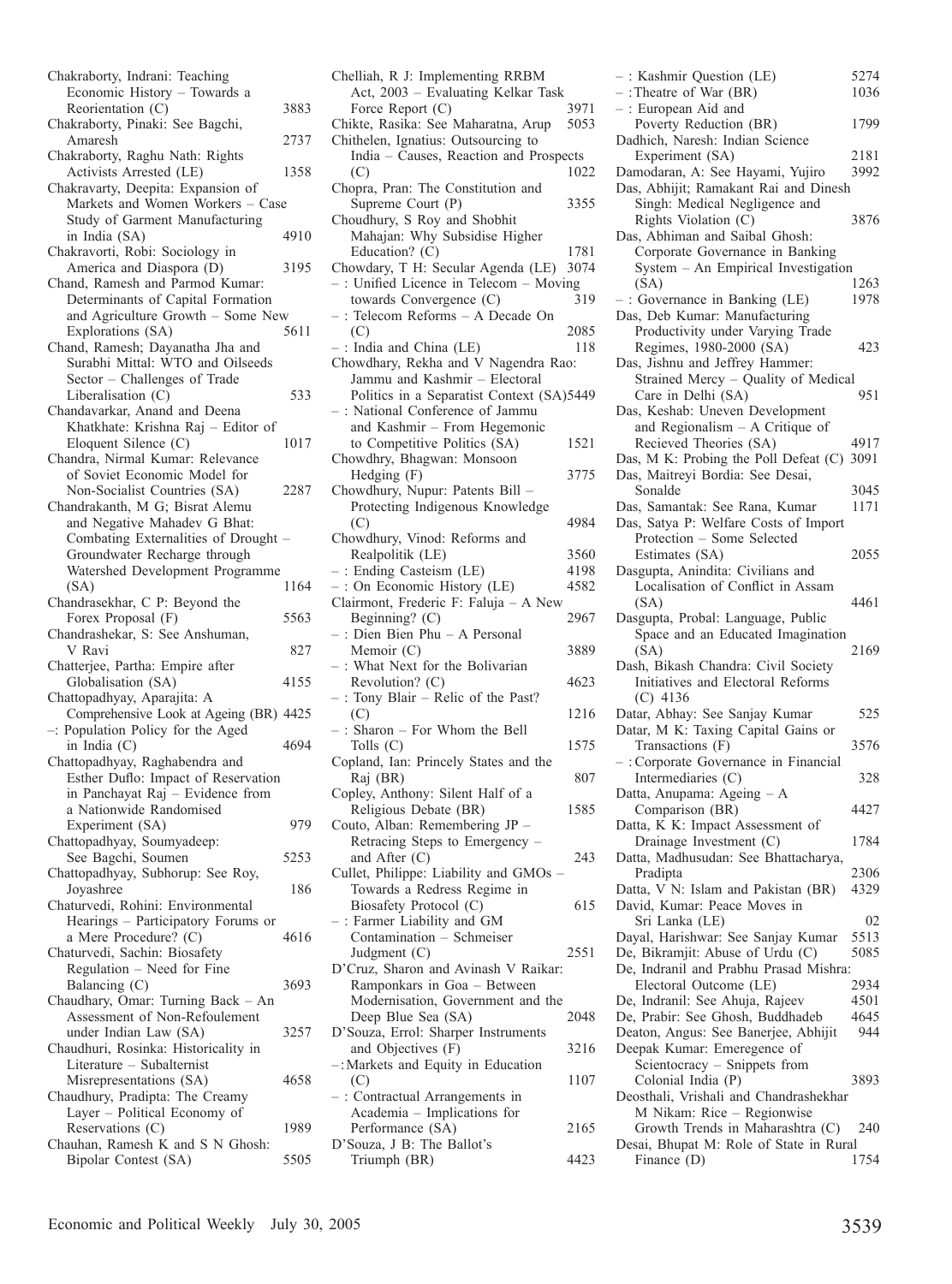Chakraborty, Indrani: Teaching Economic History – Towards a Reorientation (C) 3883
Chakraborty, Pinaki: See Bagchi, Amaresh 2737
Chakraborty, Raghu Nath: Rights Activists Arrested (LE) 1358
Chakravarty, Deepita: Expansion of Markets and Women Workers – Case Study of Garment Manufacturing in India (SA) 4910
Chakravorti, Robi: Sociology in America and Diaspora (D) 3195
Chand, Ramesh and Parmod Kumar: Determinants of Capital Formation and Agriculture Growth – Some New Explorations (SA) 5611
Chand, Ramesh; Dayanatha Jha and Surabhi Mittal: WTO and Oilseeds Sector – Challenges of Trade Liberalisation (C) 533
Chandavarkar, Anand and Deena Khatkhate: Krishna Raj – Editor of Eloquent Silence (C) 1017
Chandra, Nirmal Kumar: Relevance of Soviet Economic Model for Non-Socialist Countries (SA) 2287
Chandrakanth, M G; Bisrat Alemu and Negative Mahadev G Bhat: Combating Externalities of Drought – Groundwater Recharge through Watershed Development Programme (SA) 1164
Chandrasekhar, C P: Beyond the Forex Proposal (F) 5563
Chandrashekar, S: See Anshuman, V Ravi 827
Chatterjee, Partha: Empire after Globalisation (SA) 4155
Chattopadhyay, Aparajita: A Comprehensive Look at Ageing (BR) 4425
–: Population Policy for the Aged in India (C) 4694
Chattopadhyay, Raghabendra and Esther Duflo: Impact of Reservation in Panchayat Raj – Evidence from a Nationwide Randomised Experiment (SA) 979
Chattopadhyay, Soumyadeep: See Bagchi, Soumen 5253
Chattopadhyay, Subhorup: See Roy, Joyashree 186
Chaturvedi, Rohini: Environmental Hearings – Participatory Forums or a Mere Procedure? (C) 4616
Chaturvedi, Sachin: Biosafety Regulation – Need for Fine Balancing (C) 3693
Chaudhary, Omar: Turning Back – An Assessment of Non-Refoulement under Indian Law (SA) 3257
Chaudhuri, Rosinka: Historicality in Literature – Subalternist Misrepresentations (SA) 4658
Chaudhury, Pradipta: The Creamy Layer – Political Economy of Reservations (C) 1989
Chauhan, Ramesh K and S N Ghosh: Bipolar Contest (SA) 5505
Chelliah, R J: Implementing RRBM Act, 2003 – Evaluating Kelkar Task Force Report (C) 3971
Chikte, Rasika: See Maharatna, Arup 5053
Chithelen, Ignatius: Outsourcing to India – Causes, Reaction and Prospects (C) 1022
Chopra, Pran: The Constitution and Supreme Court (P) 3355
Choudhury, S Roy and Shobhit Mahajan: Why Subsidise Higher Education? (C) 1781
Chowdary, T H: Secular Agenda (LE) 3074
– : Unified Licence in Telecom – Moving towards Convergence (C) 319
– : Telecom Reforms – A Decade On (C) 2085
– : India and China (LE) 118
Chowdhary, Rekha and V Nagendra Rao: Jammu and Kashmir – Electoral Politics in a Separatist Context (SA) 5449
– : National Conference of Jammu and Kashmir – From Hegemonic to Competitive Politics (SA) 1521
Chowdhry, Bhagwan: Monsoon Hedging (F) 3775
Chowdhury, Nupur: Patents Bill – Protecting Indigenous Knowledge (C) 4984
Chowdhury, Vinod: Reforms and Realpolitik (LE) 3560
– : Ending Casteism (LE) 4198
– : On Economic History (LE) 4582
Clairmont, Frederic F: Faluja – A New Beginning? (C) 2967
– : Dien Bien Phu – A Personal Memoir (C) 3889
– : What Next for the Bolivarian Revolution? (C) 4623
– : Tony Blair – Relic of the Past? (C) 1216
– : Sharon – For Whom the Bell Tolls (C) 1575
Copland, Ian: Princely States and the Raj (BR) 807
Copley, Anthony: Silent Half of a Religious Debate (BR) 1585
Couto, Alban: Remembering JP – Retracing Steps to Emergency – and After (C) 243
Cullet, Philippe: Liability and GMOs – Towards a Redress Regime in Biosafety Protocol (C) 615
– : Farmer Liability and GM Contamination – Schmeiser Judgment (C) 2551
D'Cruz, Sharon and Avinash V Raikar: Ramponkars in Goa – Between Modernisation, Government and the Deep Blue Sea (SA) 2048
D'Souza, Errol: Sharper Instruments and Objectives (F) 3216
–: Markets and Equity in Education (C) 1107
– : Contractual Arrangements in Academia – Implications for Performance (SA) 2165
D'Souza, J B: The Ballot's Triumph (BR) 4423
– : Kashmir Question (LE) 5274
– : Theatre of War (BR) 1036
– : European Aid and Poverty Reduction (BR) 1799
Dadhich, Naresh: Indian Science Experiment (SA) 2181
Damodaran, A: See Hayami, Yujiro 3992
Das, Abhijit; Ramakant Rai and Dinesh Singh: Medical Negligence and Rights Violation (C) 3876
Das, Abhiman and Saibal Ghosh: Corporate Governance in Banking System – An Empirical Investigation (SA) 1263
– : Governance in Banking (LE) 1978
Das, Deb Kumar: Manufacturing Productivity under Varying Trade Regimes, 1980-2000 (SA) 423
Das, Jishnu and Jeffrey Hammer: Strained Mercy – Quality of Medical Care in Delhi (SA) 951
Das, Keshab: Uneven Development and Regionalism – A Critique of Recieved Theories (SA) 4917
Das, M K: Probing the Poll Defeat (C) 3091
Das, Maitreyi Bordia: See Desai, Sonalde 3045
Das, Samantak: See Rana, Kumar 1171
Das, Satya P: Welfare Costs of Import Protection – Some Selected Estimates (SA) 2055
Dasgupta, Anindita: Civilians and Localisation of Conflict in Assam (SA) 4461
Dasgupta, Probal: Language, Public Space and an Educated Imagination (SA) 2169
Dash, Bikash Chandra: Civil Society Initiatives and Electoral Reforms (C) 4136
Datar, Abhay: See Sanjay Kumar 525
Datar, M K: Taxing Capital Gains or Transactions (F) 3576
– : Corporate Governance in Financial Intermediaries (C) 328
Datta, Anupama: Ageing – A Comparison (BR) 4427
Datta, K K: Impact Assessment of Drainage Investment (C) 1784
Datta, Madhusudan: See Bhattacharya, Pradipta 2306
Datta, V N: Islam and Pakistan (BR) 4329
David, Kumar: Peace Moves in Sri Lanka (LE) 02
Dayal, Harishwar: See Sanjay Kumar 5513
De, Bikramjit: Abuse of Urdu (C) 5085
De, Indranil and Prabhu Prasad Mishra: Electoral Outcome (LE) 2934
De, Indranil: See Ahuja, Rajeev 4501
De, Prabir: See Ghosh, Buddhadeb 4645
Deaton, Angus: See Banerjee, Abhijit 944
Deepak Kumar: Emeregence of Scientocracy – Snippets from Colonial India (P) 3893
Deosthali, Vrishali and Chandrashekhar M Nikam: Rice – Regionwise Growth Trends in Maharashtra (C) 240
Desai, Bhupat M: Role of State in Rural Finance (D) 1754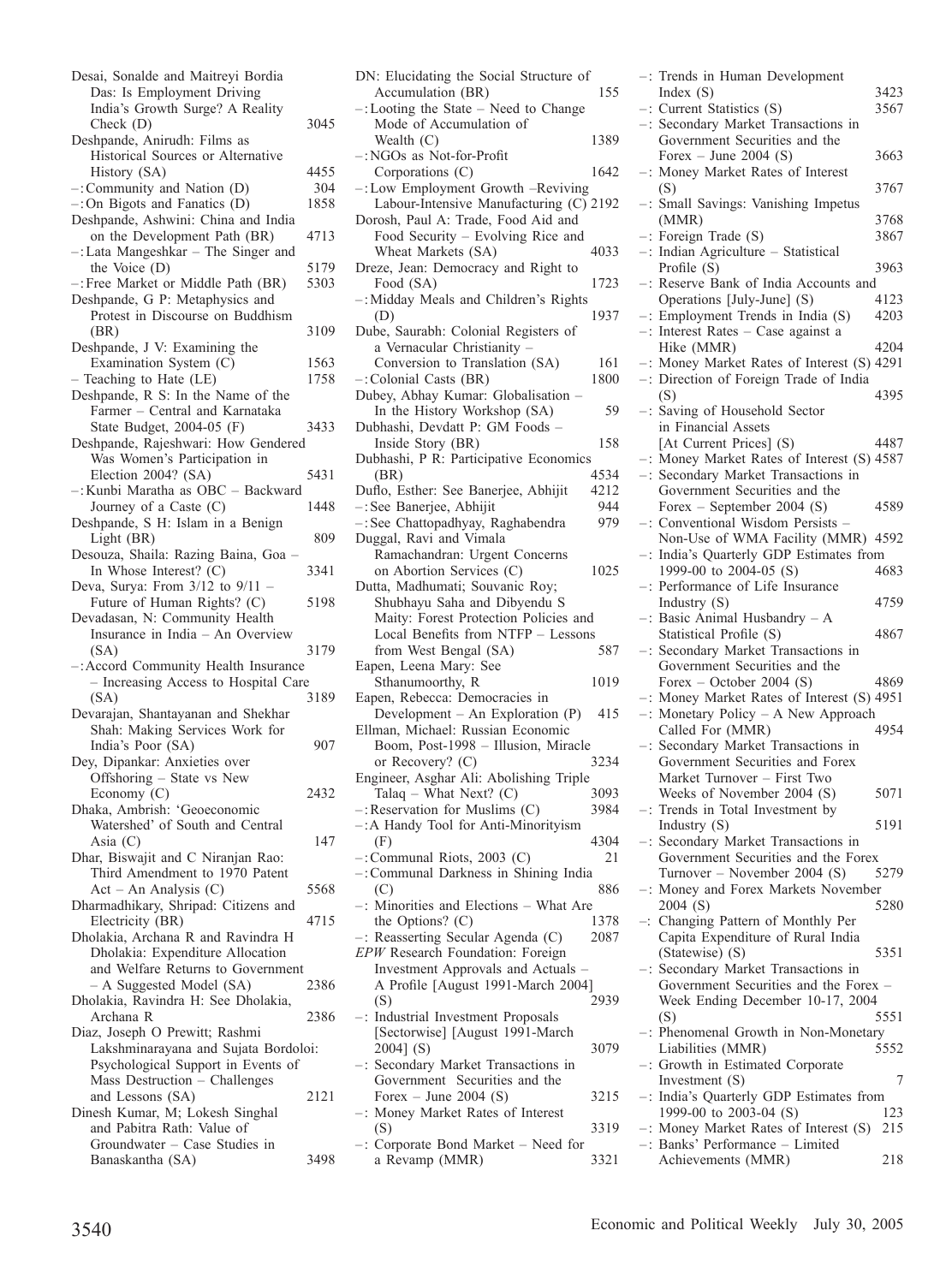Desai, Sonalde and Maitreyi Bordia Das: Is Employment Driving India's Growth Surge? A Reality Check (D) 3045

Deshpande, Anirudh: Films as Historical Sources or Alternative History (SA) 4455

–: Community and Nation (D) 304

–: On Bigots and Fanatics (D) 1858

Deshpande, Ashwini: China and India on the Development Path (BR) 4713

–: Lata Mangeshkar – The Singer and the Voice (D) 5179

–: Free Market or Middle Path (BR) 5303

Deshpande, G P: Metaphysics and Protest in Discourse on Buddhism (BR) 3109

Deshpande, J V: Examining the Examination System (C) 1563

– Teaching to Hate (LE) 1758

Deshpande, R S: In the Name of the Farmer – Central and Karnataka State Budget, 2004-05 (F) 3433

Deshpande, Rajeshwari: How Gendered Was Women's Participation in Election 2004? (SA) 5431

–: Kunbi Maratha as OBC – Backward Journey of a Caste (C) 1448

Deshpande, S H: Islam in a Benign Light (BR) 809

Desouza, Shaila: Razing Baina, Goa – In Whose Interest? (C) 3341

Deva, Surya: From 3/12 to 9/11 – Future of Human Rights? (C) 5198

Devadasan, N: Community Health Insurance in India – An Overview (SA) 3179

–: Accord Community Health Insurance – Increasing Access to Hospital Care (SA) 3189

Devarajan, Shantayanan and Shekhar Shah: Making Services Work for India's Poor (SA) 907

Dey, Dipankar: Anxieties over Offshoring – State vs New Economy (C) 2432

Dhaka, Ambrish: 'Geoeconomic Watershed' of South and Central Asia (C) 147

Dhar, Biswajit and C Niranjan Rao: Third Amendment to 1970 Patent Act – An Analysis (C) 5568

Dharmadhikary, Shripad: Citizens and Electricity (BR) 4715

Dholakia, Archana R and Ravindra H Dholakia: Expenditure Allocation and Welfare Returns to Government – A Suggested Model (SA) 2386

Dholakia, Ravindra H: See Dholakia, Archana R 2386

Diaz, Joseph O Prewitt; Rashmi Lakshminarayana and Sujata Bordoloi: Psychological Support in Events of Mass Destruction – Challenges and Lessons (SA) 2121

Dinesh Kumar, M; Lokesh Singhal and Pabitra Rath: Value of Groundwater – Case Studies in Banaskantha (SA) 3498

DN: Elucidating the Social Structure of Accumulation (BR) 155

–: Looting the State – Need to Change Mode of Accumulation of Wealth (C) 1389

–: NGOs as Not-for-Profit Corporations (C) 1642

–: Low Employment Growth –Reviving Labour-Intensive Manufacturing (C) 2192

Dorosh, Paul A: Trade, Food Aid and Food Security – Evolving Rice and Wheat Markets (SA) 4033

Dreze, Jean: Democracy and Right to Food (SA) 1723

–: Midday Meals and Children's Rights (D) 1937

Dube, Saurabh: Colonial Registers of a Vernacular Christianity – Conversion to Translation (SA) 161

–: Colonial Casts (BR) 1800

Dubey, Abhay Kumar: Globalisation – In the History Workshop (SA) 59

Dubhashi, Devdatt P: GM Foods – Inside Story (BR) 158

Dubhashi, P R: Participative Economics (BR) 4534

Duflo, Esther: See Banerjee, Abhijit 4212

–: See Banerjee, Abhijit 944

–: See Chattopadhyay, Raghabendra 979

Duggal, Ravi and Vimala Ramachandran: Urgent Concerns on Abortion Services (C) 1025

Dutta, Madhumati; Souvanic Roy; Shubhayu Saha and Dibyendu S Maity: Forest Protection Policies and Local Benefits from NTFP – Lessons from West Bengal (SA) 587

Eapen, Leena Mary: See Sthanumoorthy, R 1019

Eapen, Rebecca: Democracies in Development – An Exploration (P) 415

Ellman, Michael: Russian Economic Boom, Post-1998 – Illusion, Miracle or Recovery? (C) 3234

Engineer, Asghar Ali: Abolishing Triple Talaq – What Next? (C) 3093

–: Reservation for Muslims (C) 3984

–: A Handy Tool for Anti-Minorityism (F) 4304

–: Communal Riots, 2003 (C) 21

–: Communal Darkness in Shining India (C) 886

–: Minorities and Elections – What Are the Options? (C) 1378

–: Reasserting Secular Agenda (C) 2087

*EPW* Research Foundation: Foreign Investment Approvals and Actuals – A Profile [August 1991-March 2004] (S) 2939

–: Industrial Investment Proposals [Sectorwise] [August 1991-March 2004] (S) 3079

–: Secondary Market Transactions in Government Securities and the Forex – June 2004 (S) 3215

–: Money Market Rates of Interest (S) 3319

–: Corporate Bond Market – Need for a Revamp (MMR) 3321

–: Trends in Human Development Index (S) 3423

–: Current Statistics (S) 3567

–: Secondary Market Transactions in Government Securities and the Forex – June 2004 (S) 3663

–: Money Market Rates of Interest (S) 3767

–: Small Savings: Vanishing Impetus (MMR) 3768

–: Foreign Trade (S) 3867

–: Indian Agriculture – Statistical Profile (S) 3963

–: Reserve Bank of India Accounts and Operations [July-June] (S) 4123

–: Employment Trends in India (S) 4203

–: Interest Rates – Case against a Hike (MMR) 4204

–: Money Market Rates of Interest (S) 4291

–: Direction of Foreign Trade of India (S) 4395

–: Saving of Household Sector in Financial Assets [At Current Prices] (S) 4487

–: Money Market Rates of Interest (S) 4587

–: Secondary Market Transactions in Government Securities and the Forex – September 2004 (S) 4589

–: Conventional Wisdom Persists – Non-Use of WMA Facility (MMR) 4592

–: India's Quarterly GDP Estimates from 1999-00 to 2004-05 (S) 4683

–: Performance of Life Insurance Industry (S) 4759

–: Basic Animal Husbandry – A Statistical Profile (S) 4867

–: Secondary Market Transactions in Government Securities and the Forex – October 2004 (S) 4869

–: Money Market Rates of Interest (S) 4951

–: Monetary Policy – A New Approach Called For (MMR) 4954

–: Secondary Market Transactions in Government Securities and Forex Market Turnover – First Two Weeks of November 2004 (S) 5071

–: Trends in Total Investment by Industry (S) 5191

–: Secondary Market Transactions in Government Securities and the Forex Turnover – November 2004 (S) 5279

–: Money and Forex Markets November 2004 (S) 5280

–: Changing Pattern of Monthly Per Capita Expenditure of Rural India (Statewise) (S) 5351

–: Secondary Market Transactions in Government Securities and the Forex – Week Ending December 10-17, 2004 (S) 5551

–: Phenomenal Growth in Non-Monetary Liabilities (MMR) 5552

–: Growth in Estimated Corporate Investment (S) 7

–: India's Quarterly GDP Estimates from 1999-00 to 2003-04 (S) 123

–: Money Market Rates of Interest (S) 215

–: Banks' Performance – Limited Achievements (MMR) 218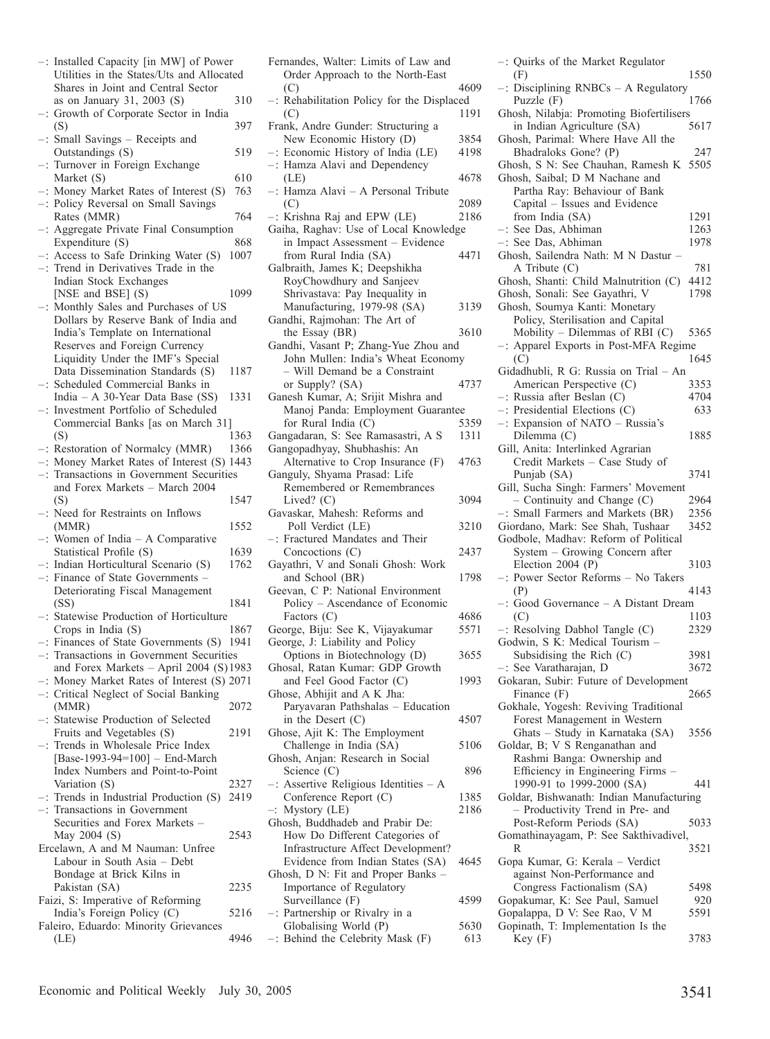–: Installed Capacity [in MW] of Power Utilities in the States/Uts and Allocated Shares in Joint and Central Sector as on January 31, 2003 (S) 310
–: Growth of Corporate Sector in India (S) 397
–: Small Savings – Receipts and Outstandings (S) 519
–: Turnover in Foreign Exchange Market (S) 610
–: Money Market Rates of Interest (S) 763
–: Policy Reversal on Small Savings Rates (MMR) 764
–: Aggregate Private Final Consumption Expenditure (S) 868
–: Access to Safe Drinking Water (S) 1007
–: Trend in Derivatives Trade in the Indian Stock Exchanges [NSE and BSE] (S) 1099
–: Monthly Sales and Purchases of US Dollars by Reserve Bank of India and India's Template on International Reserves and Foreign Currency Liquidity Under the IMF's Special Data Dissemination Standards (S) 1187
–: Scheduled Commercial Banks in India – A 30-Year Data Base (SS) 1331
–: Investment Portfolio of Scheduled Commercial Banks [as on March 31] (S) 1363
–: Restoration of Normalcy (MMR) 1366
–: Money Market Rates of Interest (S) 1443
–: Transactions in Government Securities and Forex Markets – March 2004 (S) 1547
–: Need for Restraints on Inflows (MMR) 1552
–: Women of India – A Comparative Statistical Profile (S) 1639
–: Indian Horticultural Scenario (S) 1762
–: Finance of State Governments – Deteriorating Fiscal Management (SS) 1841
–: Statewise Production of Horticulture Crops in India (S) 1867
–: Finances of State Governments (S) 1941
–: Transactions in Government Securities and Forex Markets – April 2004 (S) 1983
–: Money Market Rates of Interest (S) 2071
–: Critical Neglect of Social Banking (MMR) 2072
–: Statewise Production of Selected Fruits and Vegetables (S) 2191
–: Trends in Wholesale Price Index [Base-1993-94=100] – End-March Index Numbers and Point-to-Point Variation (S) 2327
–: Trends in Industrial Production (S) 2419
–: Transactions in Government Securities and Forex Markets – May 2004 (S) 2543
Ercelawn, A and M Nauman: Unfree Labour in South Asia – Debt Bondage at Brick Kilns in Pakistan (SA) 2235
Faizi, S: Imperative of Reforming India's Foreign Policy (C) 5216
Faleiro, Eduardo: Minority Grievances (LE) 4946
Fernandes, Walter: Limits of Law and Order Approach to the North-East (C) 4609
–: Rehabilitation Policy for the Displaced (C) 1191
Frank, Andre Gunder: Structuring a New Economic History (D) 3854
–: Economic History of India (LE) 4198
–: Hamza Alavi and Dependency (LE) 4678
–: Hamza Alavi – A Personal Tribute (C) 2089
–: Krishna Raj and EPW (LE) 2186
Gaiha, Raghav: Use of Local Knowledge in Impact Assessment – Evidence from Rural India (SA) 4471
Galbraith, James K; Deepshikha RoyChowdhury and Sanjeev Shrivastava: Pay Inequality in Manufacturing, 1979-98 (SA) 3139
Gandhi, Rajmohan: The Art of the Essay (BR) 3610
Gandhi, Vasant P; Zhang-Yue Zhou and John Mullen: India's Wheat Economy – Will Demand be a Constraint or Supply? (SA) 4737
Ganesh Kumar, A; Srijit Mishra and Manoj Panda: Employment Guarantee for Rural India (C) 5359
Gangadaran, S: See Ramasastri, A S 1311
Gangopadhyay, Shubhashis: An Alternative to Crop Insurance (F) 4763
Ganguly, Shyama Prasad: Life Remembered or Remembrances Lived? (C) 3094
Gavaskar, Mahesh: Reforms and Poll Verdict (LE) 3210
–: Fractured Mandates and Their Concoctions (C) 2437
Gayathri, V and Sonali Ghosh: Work and School (BR) 1798
Geevan, C P: National Environment Policy – Ascendance of Economic Factors (C) 4686
George, Biju: See K, Vijayakumar 5571
George, J: Liability and Policy Options in Biotechnology (D) 3655
Ghosal, Ratan Kumar: GDP Growth and Feel Good Factor (C) 1993
Ghose, Abhijit and A K Jha: Paryavaran Pathshalas – Education in the Desert (C) 4507
Ghose, Ajit K: The Employment Challenge in India (SA) 5106
Ghosh, Anjan: Research in Social Science (C) 896
–: Assertive Religious Identities – A Conference Report (C) 1385
–: Mystory (LE) 2186
Ghosh, Buddhadeb and Prabir De: How Do Different Categories of Infrastructure Affect Development? Evidence from Indian States (SA) 4645
Ghosh, D N: Fit and Proper Banks – Importance of Regulatory Surveillance (F) 4599
–: Partnership or Rivalry in a Globalising World (P) 5630
–: Behind the Celebrity Mask (F) 613
–: Quirks of the Market Regulator (F) 1550
–: Disciplining RNBCs – A Regulatory Puzzle (F) 1766
Ghosh, Nilabja: Promoting Biofertilisers in Indian Agriculture (SA) 5617
Ghosh, Parimal: Where Have All the Bhadraloks Gone? (P) 247
Ghosh, S N: See Chauhan, Ramesh K 5505
Ghosh, Saibal; D M Nachane and Partha Ray: Behaviour of Bank Capital – Issues and Evidence from India (SA) 1291
–: See Das, Abhiman 1263
–: See Das, Abhiman 1978
Ghosh, Sailendra Nath: M N Dastur – A Tribute (C) 781
Ghosh, Shanti: Child Malnutrition (C) 4412
Ghosh, Sonali: See Gayathri, V 1798
Ghosh, Soumya Kanti: Monetary Policy, Sterilisation and Capital Mobility – Dilemmas of RBI (C) 5365
–: Apparel Exports in Post-MFA Regime (C) 1645
Gidadhubli, R G: Russia on Trial – An American Perspective (C) 3353
–: Russia after Beslan (C) 4704
–: Presidential Elections (C) 633
–: Expansion of NATO – Russia's Dilemma (C) 1885
Gill, Anita: Interlinked Agrarian Credit Markets – Case Study of Punjab (SA) 3741
Gill, Sucha Singh: Farmers' Movement – Continuity and Change (C) 2964
–: Small Farmers and Markets (BR) 2356
Giordano, Mark: See Shah, Tushaar 3452
Godbole, Madhav: Reform of Political System – Growing Concern after Election 2004 (P) 3103
–: Power Sector Reforms – No Takers (P) 4143
–: Good Governance – A Distant Dream (C) 1103
–: Resolving Dabhol Tangle (C) 2329
Godwin, S K: Medical Tourism – Subsidising the Rich (C) 3981
–: See Varatharajan, D 3672
Gokaran, Subir: Future of Development Finance (F) 2665
Gokhale, Yogesh: Reviving Traditional Forest Management in Western Ghats – Study in Karnataka (SA) 3556
Goldar, B; V S Renganathan and Rashmi Banga: Ownership and Efficiency in Engineering Firms – 1990-91 to 1999-2000 (SA) 441
Goldar, Bishwanath: Indian Manufacturing – Productivity Trend in Pre- and Post-Reform Periods (SA) 5033
Gomathinayagam, P: See Sakthivadivel, R 3521
Gopa Kumar, G: Kerala – Verdict against Non-Performance and Congress Factionalism (SA) 5498
Gopakumar, K: See Paul, Samuel 920
Gopalappa, D V: See Rao, V M 5591
Gopinath, T: Implementation Is the Key (F) 3783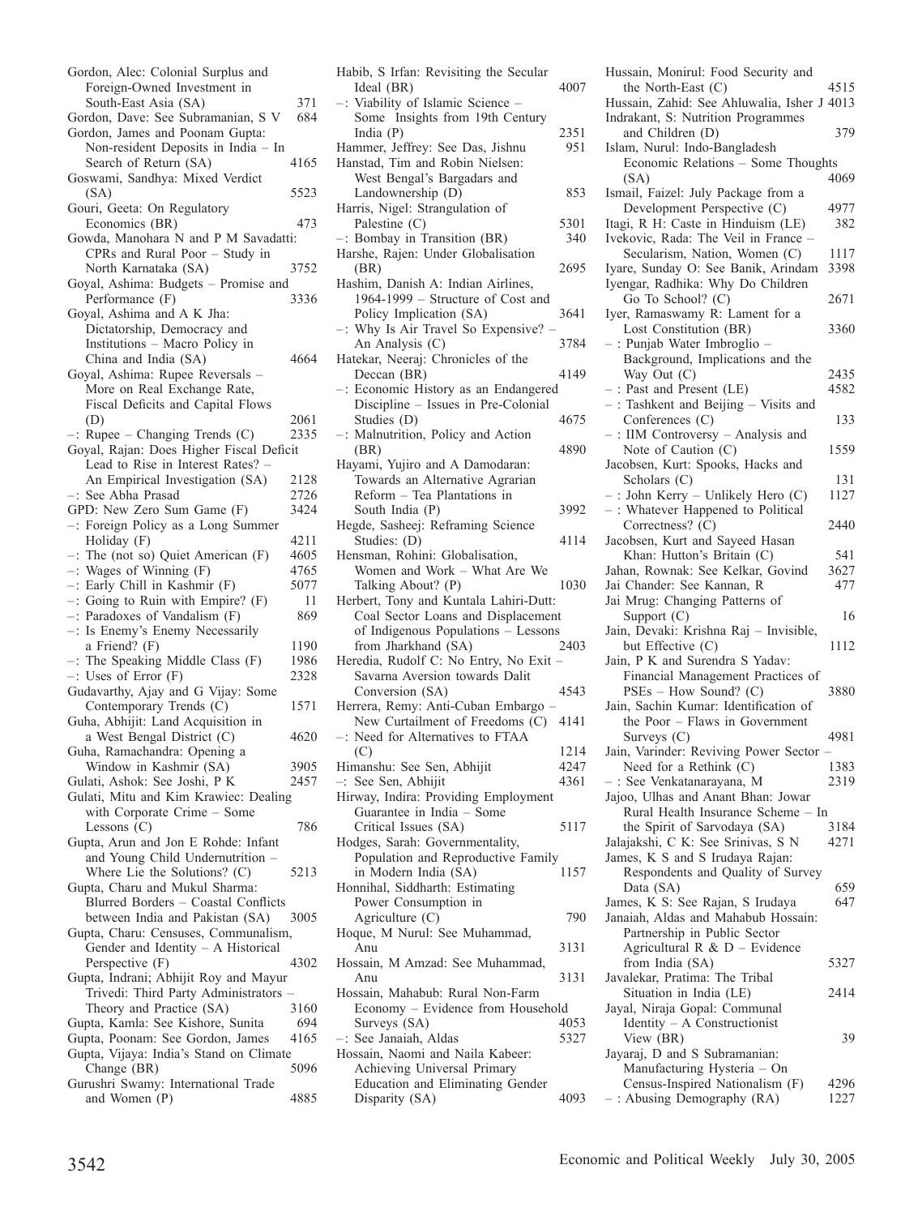Gordon, Alec: Colonial Surplus and Foreign-Owned Investment in South-East Asia (SA) 371
Gordon, Dave: See Subramanian, S V 684
Gordon, James and Poonam Gupta: Non-resident Deposits in India – In Search of Return (SA) 4165
Goswami, Sandhya: Mixed Verdict (SA) 5523
Gouri, Geeta: On Regulatory Economics (BR) 473
Gowda, Manohara N and P M Savadatti: CPRs and Rural Poor – Study in North Karnataka (SA) 3752
Goyal, Ashima: Budgets – Promise and Performance (F) 3336
Goyal, Ashima and A K Jha: Dictatorship, Democracy and Institutions – Macro Policy in China and India (SA) 4664
Goyal, Ashima: Rupee Reversals – More on Real Exchange Rate, Fiscal Deficits and Capital Flows (D) 2061
–: Rupee – Changing Trends (C) 2335
Goyal, Rajan: Does Higher Fiscal Deficit Lead to Rise in Interest Rates? – An Empirical Investigation (SA) 2128
–: See Abha Prasad 2726
GPD: New Zero Sum Game (F) 3424
–: Foreign Policy as a Long Summer Holiday (F) 4211
–: The (not so) Quiet American (F) 4605
–: Wages of Winning (F) 4765
–: Early Chill in Kashmir (F) 5077
–: Going to Ruin with Empire? (F) 11
–: Paradoxes of Vandalism (F) 869
–: Is Enemy's Enemy Necessarily a Friend? (F) 1190
–: The Speaking Middle Class (F) 1986
–: Uses of Error (F) 2328
Gudavarthy, Ajay and G Vijay: Some Contemporary Trends (C) 1571
Guha, Abhijit: Land Acquisition in a West Bengal District (C) 4620
Guha, Ramachandra: Opening a Window in Kashmir (SA) 3905
Gulati, Ashok: See Joshi, P K 2457
Gulati, Mitu and Kim Krawiec: Dealing with Corporate Crime – Some Lessons (C) 786
Gupta, Arun and Jon E Rohde: Infant and Young Child Undernutrition – Where Lie the Solutions? (C) 5213
Gupta, Charu and Mukul Sharma: Blurred Borders – Coastal Conflicts between India and Pakistan (SA) 3005
Gupta, Charu: Censuses, Communalism, Gender and Identity – A Historical Perspective (F) 4302
Gupta, Indrani; Abhijit Roy and Mayur Trivedi: Third Party Administrators – Theory and Practice (SA) 3160
Gupta, Kamla: See Kishore, Sunita 694
Gupta, Poonam: See Gordon, James 4165
Gupta, Vijaya: India's Stand on Climate Change (BR) 5096
Gurushri Swamy: International Trade and Women (P) 4885
Habib, S Irfan: Revisiting the Secular Ideal (BR) 4007
–: Viability of Islamic Science – Some Insights from 19th Century India (P) 2351
Hammer, Jeffrey: See Das, Jishnu 951
Hanstad, Tim and Robin Nielsen: West Bengal's Bargadars and Landownership (D) 853
Harris, Nigel: Strangulation of Palestine (C) 5301
–: Bombay in Transition (BR) 340
Harshe, Rajen: Under Globalisation (BR) 2695
Hashim, Danish A: Indian Airlines, 1964-1999 – Structure of Cost and Policy Implication (SA) 3641
–: Why Is Air Travel So Expensive? – An Analysis (C) 3784
Hatekar, Neeraj: Chronicles of the Deccan (BR) 4149
–: Economic History as an Endangered Discipline – Issues in Pre-Colonial Studies (D) 4675
–: Malnutrition, Policy and Action (BR) 4890
Hayami, Yujiro and A Damodaran: Towards an Alternative Agrarian Reform – Tea Plantations in South India (P) 3992
Hegde, Sasheej: Reframing Science Studies: (D) 4114
Hensman, Rohini: Globalisation, Women and Work – What Are We Talking About? (P) 1030
Herbert, Tony and Kuntala Lahiri-Dutt: Coal Sector Loans and Displacement of Indigenous Populations – Lessons from Jharkhand (SA) 2403
Heredia, Rudolf C: No Entry, No Exit – Savarna Aversion towards Dalit Conversion (SA) 4543
Herrera, Remy: Anti-Cuban Embargo – New Curtailment of Freedoms (C) 4141
–: Need for Alternatives to FTAA (C) 1214
Himanshu: See Sen, Abhijit 4247
–: See Sen, Abhijit 4361
Hirway, Indira: Providing Employment Guarantee in India – Some Critical Issues (SA) 5117
Hodges, Sarah: Governmentality, Population and Reproductive Family in Modern India (SA) 1157
Honnihal, Siddharth: Estimating Power Consumption in Agriculture (C) 790
Hoque, M Nurul: See Muhammad, Anu 3131
Hossain, M Amzad: See Muhammad, Anu 3131
Hossain, Mahabub: Rural Non-Farm Economy – Evidence from Household Surveys (SA) 4053
–: See Janaiah, Aldas 5327
Hossain, Naomi and Naila Kabeer: Achieving Universal Primary Education and Eliminating Gender Disparity (SA) 4093
Hussain, Monirul: Food Security and the North-East (C) 4515
Hussain, Zahid: See Ahluwalia, Isher J 4013
Indrakant, S: Nutrition Programmes and Children (D) 379
Islam, Nurul: Indo-Bangladesh Economic Relations – Some Thoughts (SA) 4069
Ismail, Faizel: July Package from a Development Perspective (C) 4977
Itagi, R H: Caste in Hinduism (LE) 382
Ivekovic, Rada: The Veil in France – Secularism, Nation, Women (C) 1117
Iyare, Sunday O: See Banik, Arindam 3398
Iyengar, Radhika: Why Do Children Go To School? (C) 2671
Iyer, Ramaswamy R: Lament for a Lost Constitution (BR) 3360
– : Punjab Water Imbroglio – Background, Implications and the Way Out (C) 2435
– : Past and Present (LE) 4582
– : Tashkent and Beijing – Visits and Conferences (C) 133
– : IIM Controversy – Analysis and Note of Caution (C) 1559
Jacobsen, Kurt: Spooks, Hacks and Scholars (C) 131
– : John Kerry – Unlikely Hero (C) 1127
– : Whatever Happened to Political Correctness? (C) 2440
Jacobsen, Kurt and Sayeed Hasan Khan: Hutton's Britain (C) 541
Jahan, Rownak: See Kelkar, Govind 3627
Jai Chander: See Kannan, R 477
Jai Mrug: Changing Patterns of Support (C) 16
Jain, Devaki: Krishna Raj – Invisible, but Effective (C) 1112
Jain, P K and Surendra S Yadav: Financial Management Practices of PSEs – How Sound? (C) 3880
Jain, Sachin Kumar: Identification of the Poor – Flaws in Government Surveys (C) 4981
Jain, Varinder: Reviving Power Sector – Need for a Rethink (C) 1383
– : See Venkatanarayana, M 2319
Jajoo, Ulhas and Anant Bhan: Jowar Rural Health Insurance Scheme – In the Spirit of Sarvodaya (SA) 3184
Jalajakshi, C K: See Srinivas, S N 4271
James, K S and S Irudaya Rajan: Respondents and Quality of Survey Data (SA) 659
James, K S: See Rajan, S Irudaya 647
Janaiah, Aldas and Mahabub Hossain: Partnership in Public Sector Agricultural R & D – Evidence from India (SA) 5327
Javalekar, Pratima: The Tribal Situation in India (LE) 2414
Jayal, Niraja Gopal: Communal Identity – A Constructionist View (BR) 39
Jayaraj, D and S Subramanian: Manufacturing Hysteria – On Census-Inspired Nationalism (F) 4296
– : Abusing Demography (RA) 1227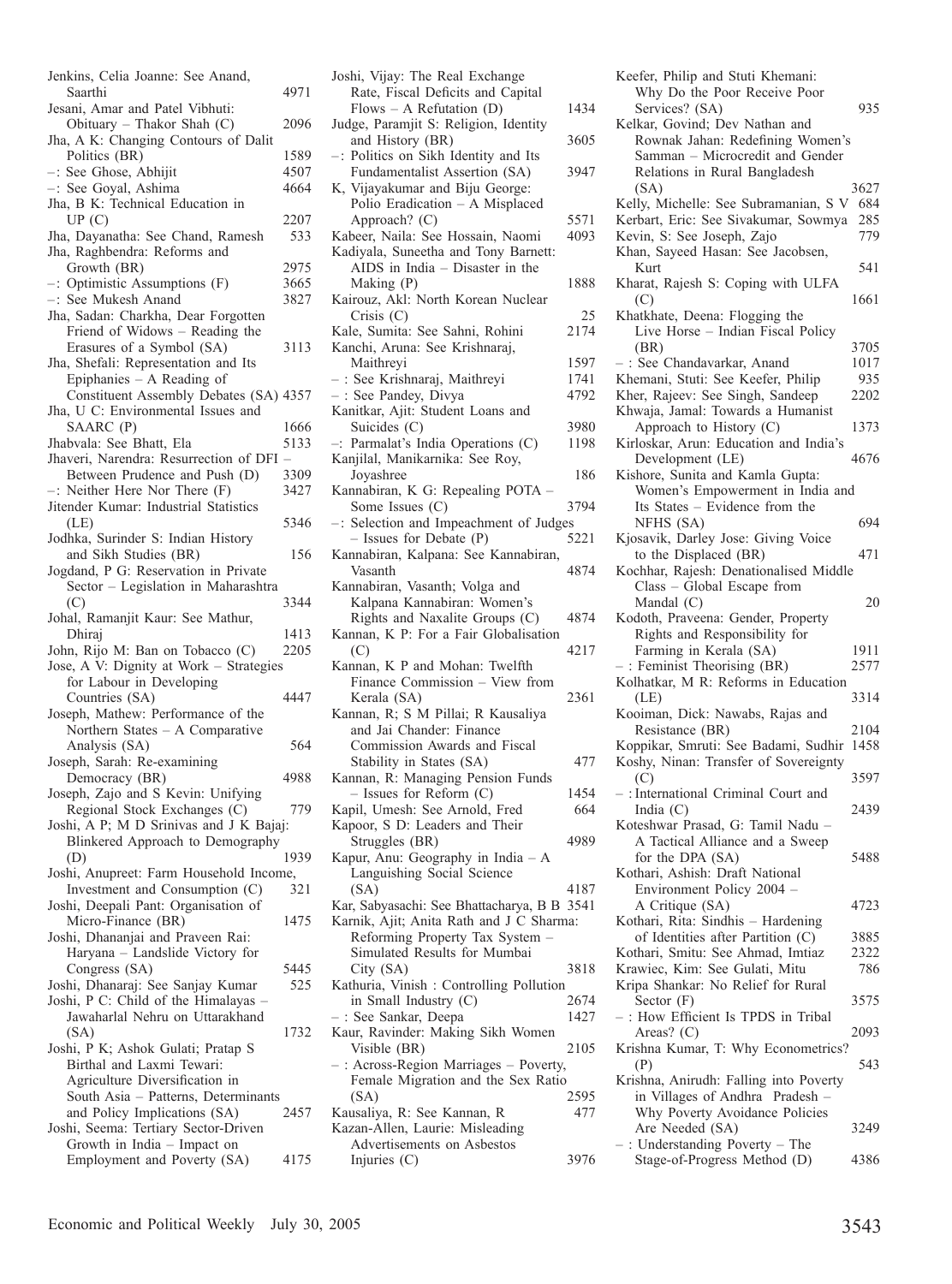Jenkins, Celia Joanne: See Anand, Saarthi 4971

Jesani, Amar and Patel Vibhuti: Obituary – Thakor Shah (C) 2096

Jha, A K: Changing Contours of Dalit Politics (BR) 1589

–: See Ghose, Abhijit 4507

–: See Goyal, Ashima 4664

Jha, B K: Technical Education in UP (C) 2207

Jha, Dayanatha: See Chand, Ramesh 533

Jha, Raghbendra: Reforms and Growth (BR) 2975

–: Optimistic Assumptions (F) 3665

–: See Mukesh Anand 3827

Jha, Sadan: Charkha, Dear Forgotten Friend of Widows – Reading the Erasures of a Symbol (SA) 3113

Jha, Shefali: Representation and Its Epiphanies – A Reading of Constituent Assembly Debates (SA) 4357

Jha, U C: Environmental Issues and SAARC (P) 1666

Jhabvala: See Bhatt, Ela 5133

Jhaveri, Narendra: Resurrection of DFI – Between Prudence and Push (D) 3309

–: Neither Here Nor There (F) 3427

Jitender Kumar: Industrial Statistics (LE) 5346

Jodhka, Surinder S: Indian History and Sikh Studies (BR) 156

Jogdand, P G: Reservation in Private Sector – Legislation in Maharashtra (C) 3344

Johal, Ramanjit Kaur: See Mathur, Dhiraj 1413

John, Rijo M: Ban on Tobacco (C) 2205

Jose, A V: Dignity at Work – Strategies for Labour in Developing Countries (SA) 4447

Joseph, Mathew: Performance of the Northern States – A Comparative Analysis (SA) 564

Joseph, Sarah: Re-examining Democracy (BR) 4988

Joseph, Zajo and S Kevin: Unifying Regional Stock Exchanges (C) 779

Joshi, A P; M D Srinivas and J K Bajaj: Blinkered Approach to Demography (D) 1939

Joshi, Anupreet: Farm Household Income, Investment and Consumption (C) 321

Joshi, Deepali Pant: Organisation of Micro-Finance (BR) 1475

Joshi, Dhananjai and Praveen Rai: Haryana – Landslide Victory for Congress (SA) 5445

Joshi, Dhanaraj: See Sanjay Kumar 525

Joshi, P C: Child of the Himalayas – Jawaharlal Nehru on Uttarakhand (SA) 1732

Joshi, P K; Ashok Gulati; Pratap S Birthal and Laxmi Tewari: Agriculture Diversification in South Asia – Patterns, Determinants and Policy Implications (SA) 2457

Joshi, Seema: Tertiary Sector-Driven Growth in India – Impact on Employment and Poverty (SA) 4175

Joshi, Vijay: The Real Exchange Rate, Fiscal Deficits and Capital Flows – A Refutation (D) 1434

Judge, Paramjit S: Religion, Identity and History (BR) 3605

–: Politics on Sikh Identity and Its Fundamentalist Assertion (SA) 3947

K, Vijayakumar and Biju George: Polio Eradication – A Misplaced Approach? (C) 5571

Kabeer, Naila: See Hossain, Naomi 4093

Kadiyala, Suneetha and Tony Barnett: AIDS in India – Disaster in the Making (P) 1888

Kairouz, Akl: North Korean Nuclear Crisis (C) 25

Kale, Sumita: See Sahni, Rohini 2174

Kanchi, Aruna: See Krishnaraj, Maithreyi 1597

– : See Krishnaraj, Maithreyi 1741

– : See Pandey, Divya 4792

Kanitkar, Ajit: Student Loans and Suicides (C) 3980

–: Parmalat's India Operations (C) 1198

Kanjilal, Manikarnika: See Roy, Joyashree 186

Kannabiran, K G: Repealing POTA – Some Issues (C) 3794

–: Selection and Impeachment of Judges – Issues for Debate (P) 5221

Kannabiran, Kalpana: See Kannabiran, Vasanth 4874

Kannabiran, Vasanth; Volga and Kalpana Kannabiran: Women's Rights and Naxalite Groups (C) 4874

Kannan, K P: For a Fair Globalisation (C) 4217

Kannan, K P and Mohan: Twelfth Finance Commission – View from Kerala (SA) 2361

Kannan, R; S M Pillai; R Kausaliya and Jai Chander: Finance Commission Awards and Fiscal Stability in States (SA) 477

Kannan, R: Managing Pension Funds – Issues for Reform (C) 1454

Kapil, Umesh: See Arnold, Fred 664

Kapoor, S D: Leaders and Their Struggles (BR) 4989

Kapur, Anu: Geography in India – A Languishing Social Science (SA) 4187

Kar, Sabyasachi: See Bhattacharya, B B 3541

Karnik, Ajit; Anita Rath and J C Sharma: Reforming Property Tax System – Simulated Results for Mumbai City (SA) 3818

Kathuria, Vinish : Controlling Pollution in Small Industry (C) 2674

– : See Sankar, Deepa 1427

Kaur, Ravinder: Making Sikh Women Visible (BR) 2105

– : Across-Region Marriages – Poverty, Female Migration and the Sex Ratio (SA) 2595

Kausaliya, R: See Kannan, R 477

Kazan-Allen, Laurie: Misleading Advertisements on Asbestos Injuries (C) 3976

Keefer, Philip and Stuti Khemani: Why Do the Poor Receive Poor Services? (SA) 935

Kelkar, Govind; Dev Nathan and Rownak Jahan: Redefining Women's Samman – Microcredit and Gender Relations in Rural Bangladesh (SA) 3627

Kelly, Michelle: See Subramanian, S V 684

Kerbart, Eric: See Sivakumar, Sowmya 285

Kevin, S: See Joseph, Zajo 779

Khan, Sayeed Hasan: See Jacobsen, Kurt 541

Kharat, Rajesh S: Coping with ULFA (C) 1661

Khatkhate, Deena: Flogging the Live Horse – Indian Fiscal Policy (BR) 3705

– : See Chandavarkar, Anand 1017

Khemani, Stuti: See Keefer, Philip 935

Kher, Rajeev: See Singh, Sandeep 2202

Khwaja, Jamal: Towards a Humanist Approach to History (C) 1373

Kirloskar, Arun: Education and India's Development (LE) 4676

Kishore, Sunita and Kamla Gupta: Women's Empowerment in India and Its States – Evidence from the NFHS (SA) 694

Kjosavik, Darley Jose: Giving Voice to the Displaced (BR) 471

Kochhar, Rajesh: Denationalised Middle Class – Global Escape from Mandal (C) 20

Kodoth, Praveena: Gender, Property Rights and Responsibility for Farming in Kerala (SA) 1911

– : Feminist Theorising (BR) 2577

Kolhatkar, M R: Reforms in Education (LE) 3314

Kooiman, Dick: Nawabs, Rajas and Resistance (BR) 2104

Koppikar, Smruti: See Badami, Sudhir 1458

Koshy, Ninan: Transfer of Sovereignty (C) 3597

– : International Criminal Court and India (C) 2439

Koteshwar Prasad, G: Tamil Nadu – A Tactical Alliance and a Sweep for the DPA (SA) 5488

Kothari, Ashish: Draft National Environment Policy 2004 – A Critique (SA) 4723

Kothari, Rita: Sindhis – Hardening of Identities after Partition (C) 3885

Kothari, Smitu: See Ahmad, Imtiaz 2322

Krawiec, Kim: See Gulati, Mitu 786

Kripa Shankar: No Relief for Rural Sector (F) 3575

– : How Efficient Is TPDS in Tribal Areas? (C) 2093

Krishna Kumar, T: Why Econometrics? (P) 543

Krishna, Anirudh: Falling into Poverty in Villages of Andhra Pradesh – Why Poverty Avoidance Policies Are Needed (SA) 3249

– : Understanding Poverty – The Stage-of-Progress Method (D) 4386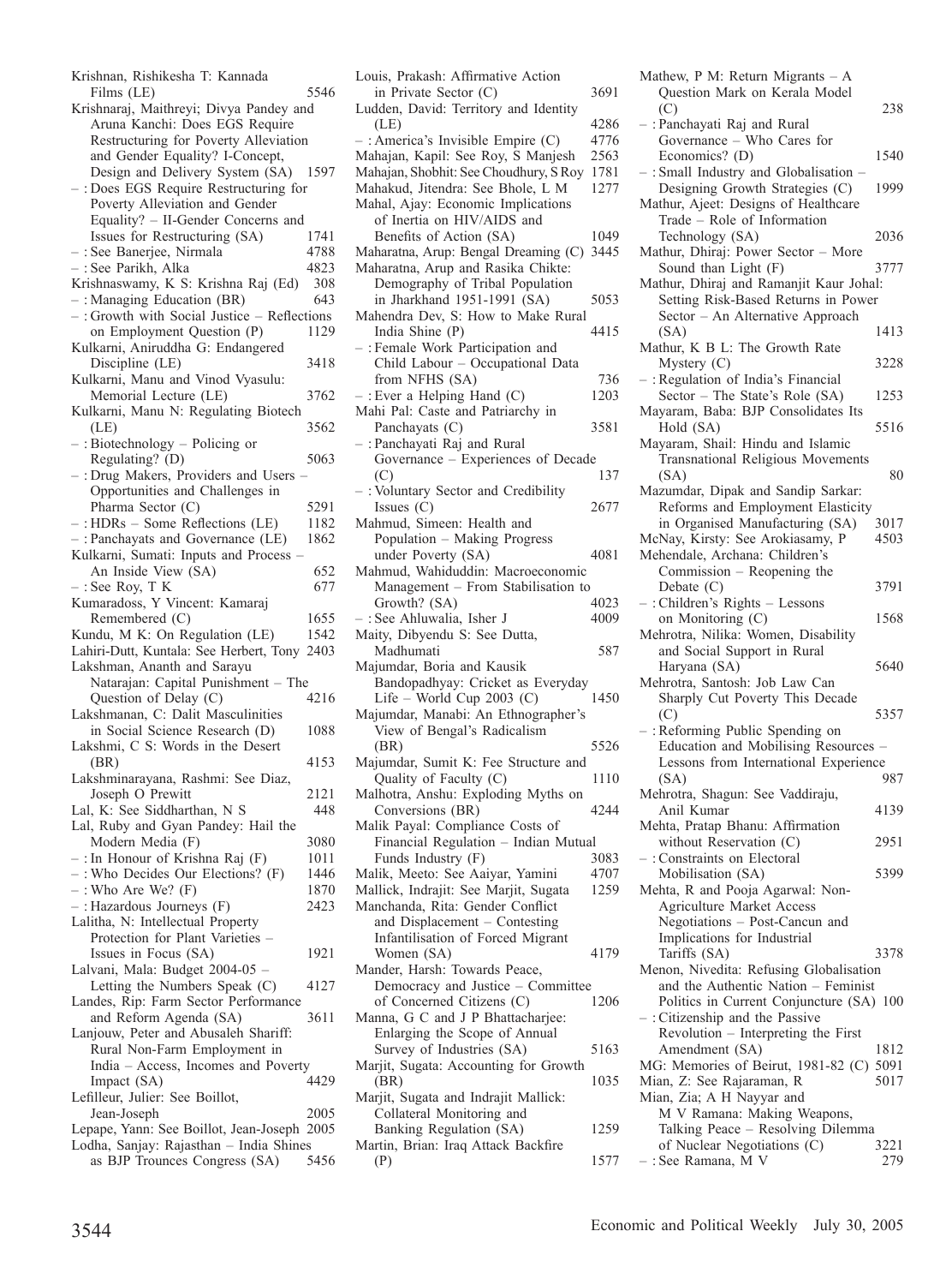Krishnan, Rishikesha T: Kannada Films (LE) 5546
Krishnaraj, Maithreyi; Divya Pandey and Aruna Kanchi: Does EGS Require Restructuring for Poverty Alleviation and Gender Equality? I-Concept, Design and Delivery System (SA) 1597
– : Does EGS Require Restructuring for Poverty Alleviation and Gender Equality? – II-Gender Concerns and Issues for Restructuring (SA) 1741
– : See Banerjee, Nirmala 4788
– : See Parikh, Alka 4823
Krishnaswamy, K S: Krishna Raj (Ed) 308
– : Managing Education (BR) 643
– : Growth with Social Justice – Reflections on Employment Question (P) 1129
Kulkarni, Aniruddha G: Endangered Discipline (LE) 3418
Kulkarni, Manu and Vinod Vyasulu: Memorial Lecture (LE) 3762
Kulkarni, Manu N: Regulating Biotech (LE) 3562
– : Biotechnology – Policing or Regulating? (D) 5063
– : Drug Makers, Providers and Users – Opportunities and Challenges in Pharma Sector (C) 5291
– : HDRs – Some Reflections (LE) 1182
– : Panchayats and Governance (LE) 1862
Kulkarni, Sumati: Inputs and Process – An Inside View (SA) 652
– : See Roy, T K 677
Kumaradoss, Y Vincent: Kamaraj Remembered (C) 1655
Kundu, M K: On Regulation (LE) 1542
Lahiri-Dutt, Kuntala: See Herbert, Tony 2403
Lakshman, Ananth and Sarayu Natarajan: Capital Punishment – The Question of Delay (C) 4216
Lakshmanan, C: Dalit Masculinities in Social Science Research (D) 1088
Lakshmi, C S: Words in the Desert (BR) 4153
Lakshminarayana, Rashmi: See Diaz, Joseph O Prewitt 2121
Lal, K: See Siddharthan, N S 448
Lal, Ruby and Gyan Pandey: Hail the Modern Media (F) 3080
– : In Honour of Krishna Raj (F) 1011
– : Who Decides Our Elections? (F) 1446
– : Who Are We? (F) 1870
– : Hazardous Journeys (F) 2423
Lalitha, N: Intellectual Property Protection for Plant Varieties – Issues in Focus (SA) 1921
Lalvani, Mala: Budget 2004-05 – Letting the Numbers Speak (C) 4127
Landes, Rip: Farm Sector Performance and Reform Agenda (SA) 3611
Lanjouw, Peter and Abusaleh Shariff: Rural Non-Farm Employment in India – Access, Incomes and Poverty Impact (SA) 4429
Lefilleur, Julier: See Boillot, Jean-Joseph 2005
Lepape, Yann: See Boillot, Jean-Joseph 2005
Lodha, Sanjay: Rajasthan – India Shines as BJP Trounces Congress (SA) 5456
Louis, Prakash: Affirmative Action in Private Sector (C) 3691
Ludden, David: Territory and Identity (LE) 4286
– : America's Invisible Empire (C) 4776
Mahajan, Kapil: See Roy, S Manjesh 2563
Mahajan, Shobhit: See Choudhury, S Roy 1781
Mahakud, Jitendra: See Bhole, L M 1277
Mahal, Ajay: Economic Implications of Inertia on HIV/AIDS and Benefits of Action (SA) 1049
Maharatna, Arup: Bengal Dreaming (C) 3445
Maharatna, Arup and Rasika Chikte: Demography of Tribal Population in Jharkhand 1951-1991 (SA) 5053
Mahendra Dev, S: How to Make Rural India Shine (P) 4415
– : Female Work Participation and Child Labour – Occupational Data from NFHS (SA) 736
– : Ever a Helping Hand (C) 1203
Mahi Pal: Caste and Patriarchy in Panchayats (C) 3581
– : Panchayati Raj and Rural Governance – Experiences of Decade (C) 137
– : Voluntary Sector and Credibility Issues (C) 2677
Mahmud, Simeen: Health and Population – Making Progress under Poverty (SA) 4081
Mahmud, Wahiduddin: Macroeconomic Management – From Stabilisation to Growth? (SA) 4023
– : See Ahluwalia, Isher J 4009
Maity, Dibyendu S: See Dutta, Madhumati 587
Majumdar, Boria and Kausik Bandopadhyay: Cricket as Everyday Life – World Cup 2003 (C) 1450
Majumdar, Manabi: An Ethnographer's View of Bengal's Radicalism (BR) 5526
Majumdar, Sumit K: Fee Structure and Quality of Faculty (C) 1110
Malhotra, Anshu: Exploding Myths on Conversions (BR) 4244
Malik Payal: Compliance Costs of Financial Regulation – Indian Mutual Funds Industry (F) 3083
Malik, Meeto: See Aaiyar, Yamini 4707
Mallick, Indrajit: See Marjit, Sugata 1259
Manchanda, Rita: Gender Conflict and Displacement – Contesting Infantilisation of Forced Migrant Women (SA) 4179
Mander, Harsh: Towards Peace, Democracy and Justice – Committee of Concerned Citizens (C) 1206
Manna, G C and J P Bhattacharjee: Enlarging the Scope of Annual Survey of Industries (SA) 5163
Marjit, Sugata: Accounting for Growth (BR) 1035
Marjit, Sugata and Indrajit Mallick: Collateral Monitoring and Banking Regulation (SA) 1259
Martin, Brian: Iraq Attack Backfire (P) 1577
Mathew, P M: Return Migrants – A Question Mark on Kerala Model (C) 238
– : Panchayati Raj and Rural Governance – Who Cares for Economics? (D) 1540
– : Small Industry and Globalisation – Designing Growth Strategies (C) 1999
Mathur, Ajeet: Designs of Healthcare Trade – Role of Information Technology (SA) 2036
Mathur, Dhiraj: Power Sector – More Sound than Light (F) 3777
Mathur, Dhiraj and Ramanjit Kaur Johal: Setting Risk-Based Returns in Power Sector – An Alternative Approach (SA) 1413
Mathur, K B L: The Growth Rate Mystery (C) 3228
– : Regulation of India's Financial Sector – The State's Role (SA) 1253
Mayaram, Baba: BJP Consolidates Its Hold (SA) 5516
Mayaram, Shail: Hindu and Islamic Transnational Religious Movements (SA) 80
Mazumdar, Dipak and Sandip Sarkar: Reforms and Employment Elasticity in Organised Manufacturing (SA) 3017
McNay, Kirsty: See Arokiasamy, P 4503
Mehendale, Archana: Children's Commission – Reopening the Debate (C) 3791
– : Children's Rights – Lessons on Monitoring (C) 1568
Mehrotra, Nilika: Women, Disability and Social Support in Rural Haryana (SA) 5640
Mehrotra, Santosh: Job Law Can Sharply Cut Poverty This Decade (C) 5357
– : Reforming Public Spending on Education and Mobilising Resources – Lessons from International Experience (SA) 987
Mehrotra, Shagun: See Vaddiraju, Anil Kumar 4139
Mehta, Pratap Bhanu: Affirmation without Reservation (C) 2951
– : Constraints on Electoral Mobilisation (SA) 5399
Mehta, R and Pooja Agarwal: Non-Agriculture Market Access Negotiations – Post-Cancun and Implications for Industrial Tariffs (SA) 3378
Menon, Nivedita: Refusing Globalisation and the Authentic Nation – Feminist Politics in Current Conjuncture (SA) 100
– : Citizenship and the Passive Revolution – Interpreting the First Amendment (SA) 1812
MG: Memories of Beirut, 1981-82 (C) 5091
Mian, Z: See Rajaraman, R 5017
Mian, Zia; A H Nayyar and M V Ramana: Making Weapons, Talking Peace – Resolving Dilemma of Nuclear Negotiations (C) 3221
– : See Ramana, M V 279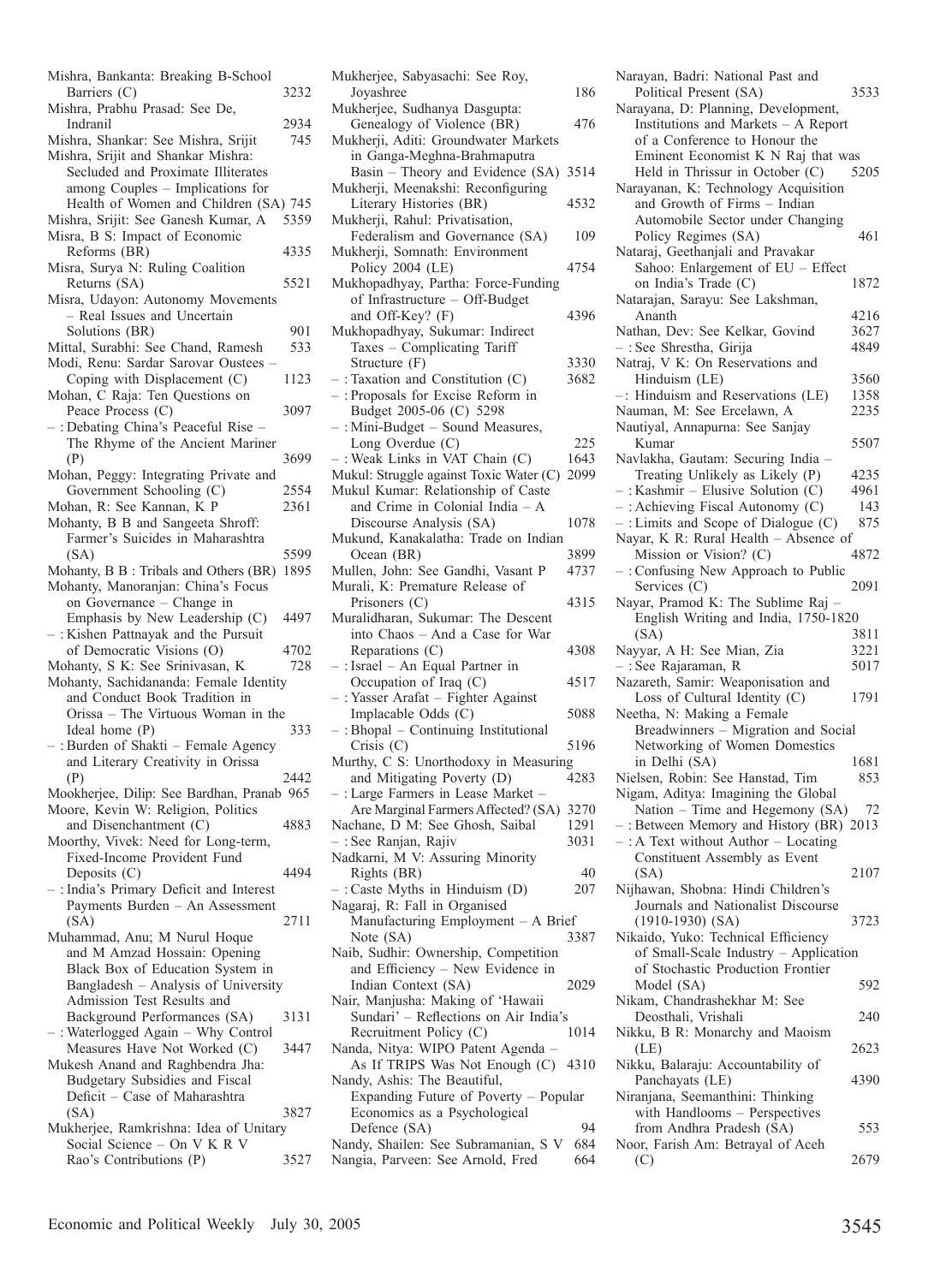Mishra, Bankanta: Breaking B-School Barriers (C) 3232

Mishra, Prabhu Prasad: See De, Indranil 2934

Mishra, Shankar: See Mishra, Srijit 745

Mishra, Srijit and Shankar Mishra: Secluded and Proximate Illiterates among Couples – Implications for Health of Women and Children (SA) 745

Mishra, Srijit: See Ganesh Kumar, A 5359

Misra, B S: Impact of Economic Reforms (BR) 4335

Misra, Surya N: Ruling Coalition Returns (SA) 5521

Misra, Udayon: Autonomy Movements – Real Issues and Uncertain Solutions (BR) 901

Mittal, Surabhi: See Chand, Ramesh 533

Modi, Renu: Sardar Sarovar Oustees – Coping with Displacement (C) 1123

Mohan, C Raja: Ten Questions on Peace Process (C) 3097

– : Debating China's Peaceful Rise – The Rhyme of the Ancient Mariner (P) 3699

Mohan, Peggy: Integrating Private and Government Schooling (C) 2554

Mohan, R: See Kannan, K P 2361

Mohanty, B B and Sangeeta Shroff: Farmer's Suicides in Maharashtra (SA) 5599

Mohanty, B B : Tribals and Others (BR) 1895

Mohanty, Manoranjan: China's Focus on Governance – Change in Emphasis by New Leadership (C) 4497

– : Kishen Pattnayak and the Pursuit of Democratic Visions (O) 4702

Mohanty, S K: See Srinivasan, K 728

Mohanty, Sachidananda: Female Identity and Conduct Book Tradition in Orissa – The Virtuous Woman in the Ideal home (P) 333

– : Burden of Shakti – Female Agency and Literary Creativity in Orissa (P) 2442

Mookherjee, Dilip: See Bardhan, Pranab 965

Moore, Kevin W: Religion, Politics and Disenchantment (C) 4883

Moorthy, Vivek: Need for Long-term, Fixed-Income Provident Fund Deposits (C) 4494

– : India's Primary Deficit and Interest Payments Burden – An Assessment (SA) 2711

Muhammad, Anu; M Nurul Hoque and M Amzad Hossain: Opening Black Box of Education System in Bangladesh – Analysis of University Admission Test Results and Background Performances (SA) 3131

– : Waterlogged Again – Why Control Measures Have Not Worked (C) 3447

Mukesh Anand and Raghbendra Jha: Budgetary Subsidies and Fiscal Deficit – Case of Maharashtra (SA) 3827

Mukherjee, Ramkrishna: Idea of Unitary Social Science – On V K R V Rao's Contributions (P) 3527

Mukherjee, Sabyasachi: See Roy, Joyashree 186

Mukherjee, Sudhanya Dasgupta: Genealogy of Violence (BR) 476

Mukherji, Aditi: Groundwater Markets in Ganga-Meghna-Brahmaputra Basin – Theory and Evidence (SA) 3514

Mukherji, Meenakshi: Reconfiguring Literary Histories (BR) 4532

Mukherji, Rahul: Privatisation, Federalism and Governance (SA) 109

Mukherji, Somnath: Environment Policy 2004 (LE) 4754

Mukhopadhyay, Partha: Force-Funding of Infrastructure – Off-Budget and Off-Key? (F) 4396

Mukhopadhyay, Sukumar: Indirect Taxes – Complicating Tariff Structure (F) 3330

– : Taxation and Constitution (C) 3682

– : Proposals for Excise Reform in Budget 2005-06 (C) 5298

– : Mini-Budget – Sound Measures, Long Overdue (C) 225

– : Weak Links in VAT Chain (C) 1643

Mukul: Struggle against Toxic Water (C) 2099

Mukul Kumar: Relationship of Caste and Crime in Colonial India – A Discourse Analysis (SA) 1078

Mukund, Kanakalatha: Trade on Indian Ocean (BR) 3899

Mullen, John: See Gandhi, Vasant P 4737

Murali, K: Premature Release of Prisoners (C) 4315

Muralidharan, Sukumar: The Descent into Chaos – And a Case for War Reparations (C) 4308

– : Israel – An Equal Partner in Occupation of Iraq (C) 4517

– : Yasser Arafat – Fighter Against Implacable Odds (C) 5088

– : Bhopal – Continuing Institutional Crisis (C) 5196

Murthy, C S: Unorthodoxy in Measuring and Mitigating Poverty (D) 4283

– : Large Farmers in Lease Market – Are Marginal Farmers Affected? (SA) 3270

Nachane, D M: See Ghosh, Saibal 1291

– : See Ranjan, Rajiv 3031

Nadkarni, M V: Assuring Minority Rights (BR) 40

– : Caste Myths in Hinduism (D) 207

Nagaraj, R: Fall in Organised Manufacturing Employment – A Brief Note (SA) 3387

Naib, Sudhir: Ownership, Competition and Efficiency – New Evidence in Indian Context (SA) 2029

Nair, Manjusha: Making of 'Hawaii Sundari' – Reflections on Air India's Recruitment Policy (C) 1014

Nanda, Nitya: WIPO Patent Agenda – As If TRIPS Was Not Enough (C) 4310

Nandy, Ashis: The Beautiful, Expanding Future of Poverty – Popular Economics as a Psychological Defence (SA) 94

Nandy, Shailen: See Subramanian, S V 684

Nangia, Parveen: See Arnold, Fred 664

Narayan, Badri: National Past and Political Present (SA) 3533

Narayana, D: Planning, Development, Institutions and Markets – A Report of a Conference to Honour the Eminent Economist K N Raj that was Held in Thrissur in October (C) 5205

Narayanan, K: Technology Acquisition and Growth of Firms – Indian Automobile Sector under Changing Policy Regimes (SA) 461

Nataraj, Geethanjali and Pravakar Sahoo: Enlargement of EU – Effect on India's Trade (C) 1872

Natarajan, Sarayu: See Lakshman, Ananth 4216

Nathan, Dev: See Kelkar, Govind 3627

– : See Shrestha, Girija 4849

Natraj, V K: On Reservations and Hinduism (LE) 3560

–: Hinduism and Reservations (LE) 1358

Nauman, M: See Ercelawn, A 2235

Nautiyal, Annapurna: See Sanjay Kumar 5507

Navlakha, Gautam: Securing India – Treating Unlikely as Likely (P) 4235

– : Kashmir – Elusive Solution (C) 4961

– : Achieving Fiscal Autonomy (C) 143

– : Limits and Scope of Dialogue (C) 875

Nayar, K R: Rural Health – Absence of Mission or Vision? (C) 4872

– : Confusing New Approach to Public Services (C) 2091

Nayar, Pramod K: The Sublime Raj – English Writing and India, 1750-1820 (SA) 3811

Nayyar, A H: See Mian, Zia 3221

– : See Rajaraman, R 5017

Nazareth, Samir: Weaponisation and Loss of Cultural Identity (C) 1791

Neetha, N: Making a Female Breadwinners – Migration and Social Networking of Women Domestics in Delhi (SA) 1681

Nielsen, Robin: See Hanstad, Tim 853

Nigam, Aditya: Imagining the Global Nation – Time and Hegemony (SA) 72

– : Between Memory and History (BR) 2013

– : A Text without Author – Locating Constituent Assembly as Event (SA) 2107

Nijhawan, Shobna: Hindi Children's Journals and Nationalist Discourse (1910-1930) (SA) 3723

Nikaido, Yuko: Technical Efficiency of Small-Scale Industry – Application of Stochastic Production Frontier Model (SA) 592

Nikam, Chandrashekhar M: See Deosthali, Vrishali 240

Nikku, B R: Monarchy and Maoism (LE) 2623

Nikku, Balaraju: Accountability of Panchayats (LE) 4390

Niranjana, Seemanthini: Thinking with Handlooms – Perspectives from Andhra Pradesh (SA) 553

Noor, Farish Am: Betrayal of Aceh (C) 2679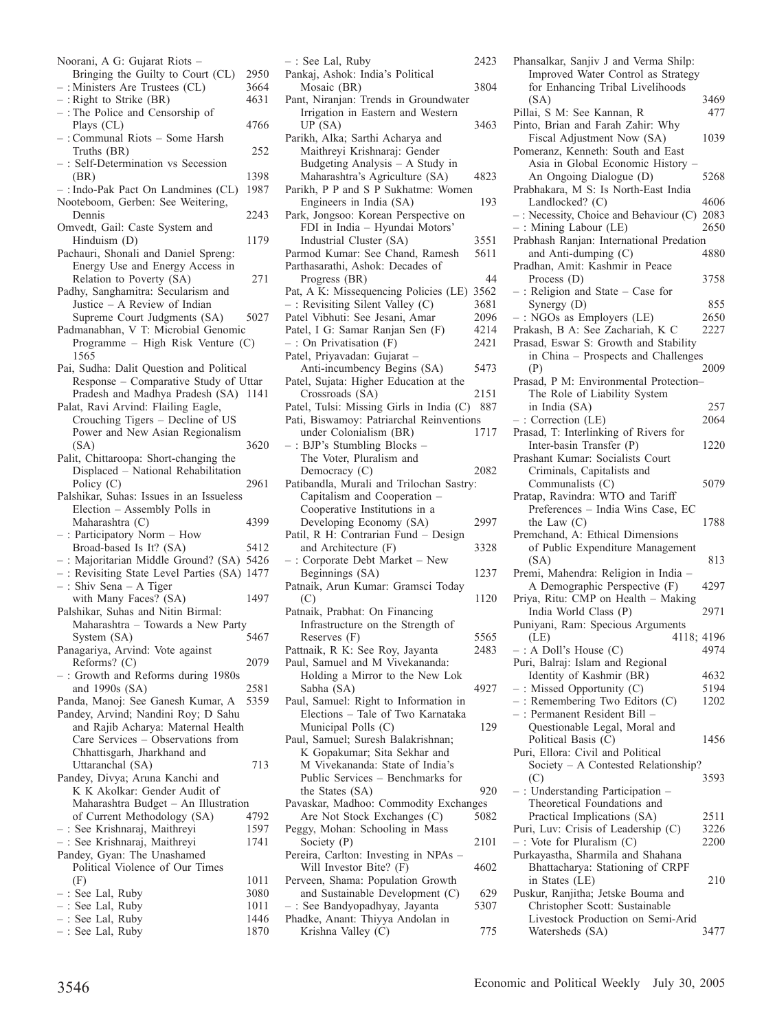Noorani, A G: Gujarat Riots – Bringing the Guilty to Court (CL) 2950
– : Ministers Are Trustees (CL) 3664
– : Right to Strike (BR) 4631
– : The Police and Censorship of Plays (CL) 4766
– : Communal Riots – Some Harsh Truths (BR) 252
– : Self-Determination vs Secession (BR) 1398
– : Indo-Pak Pact On Landmines (CL) 1987
Nooteboom, Gerben: See Weitering, Dennis 2243
Omvedt, Gail: Caste System and Hinduism (D) 1179
Pachauri, Shonali and Daniel Spreng: Energy Use and Energy Access in Relation to Poverty (SA) 271
Padhy, Sanghamitra: Secularism and Justice – A Review of Indian Supreme Court Judgments (SA) 5027
Padmanabhan, V T: Microbial Genomic Programme – High Risk Venture (C) 1565
Pai, Sudha: Dalit Question and Political Response – Comparative Study of Uttar Pradesh and Madhya Pradesh (SA) 1141
Palat, Ravi Arvind: Flailing Eagle, Crouching Tigers – Decline of US Power and New Asian Regionalism (SA) 3620
Palit, Chittaroopa: Short-changing the Displaced – National Rehabilitation Policy (C) 2961
Palshikar, Suhas: Issues in an Issueless Election – Assembly Polls in Maharashtra (C) 4399
– : Participatory Norm – How Broad-based Is It? (SA) 5412
– : Majoritarian Middle Ground? (SA) 5426
– : Revisiting State Level Parties (SA) 1477
– : Shiv Sena – A Tiger with Many Faces? (SA) 1497
Palshikar, Suhas and Nitin Birmal: Maharashtra – Towards a New Party System (SA) 5467
Panagariya, Arvind: Vote against Reforms? (C) 2079
– : Growth and Reforms during 1980s and 1990s (SA) 2581
Panda, Manoj: See Ganesh Kumar, A 5359
Pandey, Arvind; Nandini Roy; D Sahu and Rajib Acharya: Maternal Health Care Services – Observations from Chhattisgarh, Jharkhand and Uttaranchal (SA) 713
Pandey, Divya; Aruna Kanchi and K K Akolkar: Gender Audit of Maharashtra Budget – An Illustration of Current Methodology (SA) 4792
– : See Krishnaraj, Maithreyi 1597
– : See Krishnaraj, Maithreyi 1741
Pandey, Gyan: The Unashamed Political Violence of Our Times (F) 1011
– : See Lal, Ruby 3080
– : See Lal, Ruby 1011
– : See Lal, Ruby 1446
– : See Lal, Ruby 1870
– : See Lal, Ruby 2423
Pankaj, Ashok: India's Political Mosaic (BR) 3804
Pant, Niranjan: Trends in Groundwater Irrigation in Eastern and Western UP (SA) 3463
Parikh, Alka; Sarthi Acharya and Maithreyi Krishnaraj: Gender Budgeting Analysis – A Study in Maharashtra's Agriculture (SA) 4823
Parikh, P P and S P Sukhatme: Women Engineers in India (SA) 193
Park, Jongsoo: Korean Perspective on FDI in India – Hyundai Motors' Industrial Cluster (SA) 3551
Parmod Kumar: See Chand, Ramesh 5611
Parthasarathi, Ashok: Decades of Progress (BR) 44
Pat, A K: Missequencing Policies (LE) 3562
– : Revisiting Silent Valley (C) 3681
Patel Vibhuti: See Jesani, Amar 2096
Patel, I G: Samar Ranjan Sen (F) 4214
– : On Privatisation (F) 2421
Patel, Priyavadan: Gujarat – Anti-incumbency Begins (SA) 5473
Patel, Sujata: Higher Education at the Crossroads (SA) 2151
Patel, Tulsi: Missing Girls in India (C) 887
Pati, Biswamoy: Patriarchal Reinventions under Colonialism (BR) 1717
– : BJP's Stumbling Blocks – The Voter, Pluralism and Democracy (C) 2082
Patibandla, Murali and Trilochan Sastry: Capitalism and Cooperation – Cooperative Institutions in a Developing Economy (SA) 2997
Patil, R H: Contrarian Fund – Design and Architecture (F) 3328
– : Corporate Debt Market – New Beginnings (SA) 1237
Patnaik, Arun Kumar: Gramsci Today (C) 1120
Patnaik, Prabhat: On Financing Infrastructure on the Strength of Reserves (F) 5565
Pattnaik, R K: See Roy, Jayanta 2483
Paul, Samuel and M Vivekananda: Holding a Mirror to the New Lok Sabha (SA) 4927
Paul, Samuel: Right to Information in Elections – Tale of Two Karnataka Municipal Polls (C) 129
Paul, Samuel; Suresh Balakrishnan; K Gopakumar; Sita Sekhar and M Vivekananda: State of India's Public Services – Benchmarks for the States (SA) 920
Pavaskar, Madhoo: Commodity Exchanges Are Not Stock Exchanges (C) 5082
Peggy, Mohan: Schooling in Mass Society (P) 2101
Pereira, Carlton: Investing in NPAs – Will Investor Bite? (F) 4602
Perveen, Shama: Population Growth and Sustainable Development (C) 629
– : See Bandyopadhyay, Jayanta 5307
Phadke, Anant: Thiyya Andolan in Krishna Valley (C) 775
Phansalkar, Sanjiv J and Verma Shilp: Improved Water Control as Strategy for Enhancing Tribal Livelihoods (SA) 3469
Pillai, S M: See Kannan, R 477
Pinto, Brian and Farah Zahir: Why Fiscal Adjustment Now (SA) 1039
Pomeranz, Kenneth: South and East Asia in Global Economic History – An Ongoing Dialogue (D) 5268
Prabhakara, M S: Is North-East India Landlocked? (C) 4606
– : Necessity, Choice and Behaviour (C) 2083
– : Mining Labour (LE) 2650
Prabhash Ranjan: International Predation and Anti-dumping (C) 4880
Pradhan, Amit: Kashmir in Peace Process (D) 3758
– : Religion and State – Case for Synergy (D) 855
– : NGOs as Employers (LE) 2650
Prakash, B A: See Zachariah, K C 2227
Prasad, Eswar S: Growth and Stability in China – Prospects and Challenges (P) 2009
Prasad, P M: Environmental Protection– The Role of Liability System in India (SA) 257
– : Correction (LE) 2064
Prasad, T: Interlinking of Rivers for Inter-basin Transfer (P) 1220
Prashant Kumar: Socialists Court Criminals, Capitalists and Communalists (C) 5079
Pratap, Ravindra: WTO and Tariff Preferences – India Wins Case, EC the Law (C) 1788
Premchand, A: Ethical Dimensions of Public Expenditure Management (SA) 813
Premi, Mahendra: Religion in India – A Demographic Perspective (F) 4297
Priya, Ritu: CMP on Health – Making India World Class (P) 2971
Puniyani, Ram: Specious Arguments (LE) 4118; 4196
– : A Doll's House (C) 4974
Puri, Balraj: Islam and Regional Identity of Kashmir (BR) 4632
– : Missed Opportunity (C) 5194
– : Remembering Two Editors (C) 1202
– : Permanent Resident Bill – Questionable Legal, Moral and Political Basis (C) 1456
Puri, Ellora: Civil and Political Society – A Contested Relationship? (C) 3593
– : Understanding Participation – Theoretical Foundations and Practical Implications (SA) 2511
Puri, Luv: Crisis of Leadership (C) 3226
– : Vote for Pluralism (C) 2200
Purkayastha, Sharmila and Shahana Bhattacharya: Stationing of CRPF in States (LE) 210
Puskur, Ranjitha; Jetske Bouma and Christopher Scott: Sustainable Livestock Production on Semi-Arid Watersheds (SA) 3477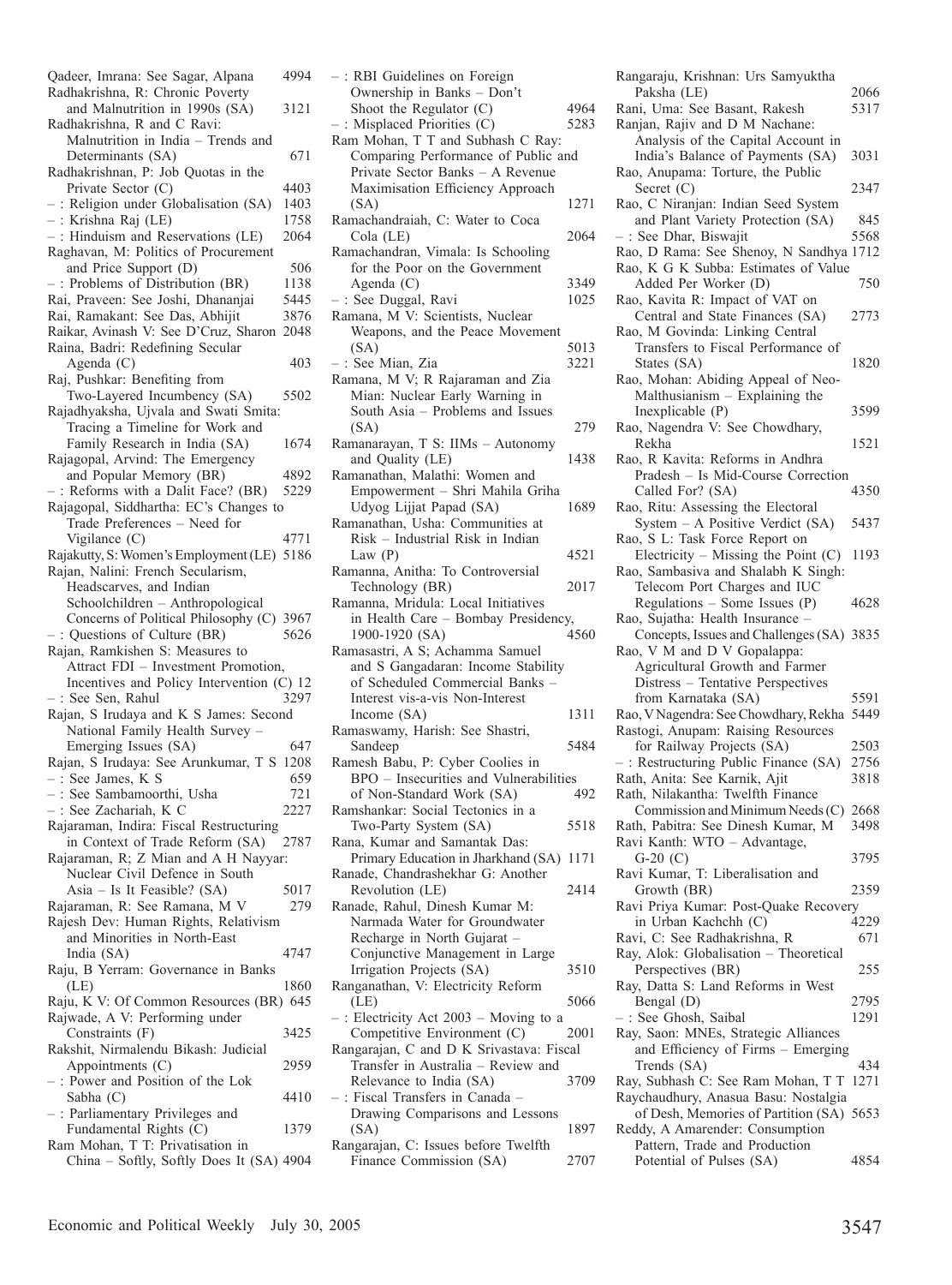Qadeer, Imrana: See Sagar, Alpana 4994
Radhakrishna, R: Chronic Poverty and Malnutrition in 1990s (SA) 3121
Radhakrishna, R and C Ravi: Malnutrition in India – Trends and Determinants (SA) 671
Radhakrishnan, P: Job Quotas in the Private Sector (C) 4403
– : Religion under Globalisation (SA) 1403
– : Krishna Raj (LE) 1758
– : Hinduism and Reservations (LE) 2064
Raghavan, M: Politics of Procurement and Price Support (D) 506
– : Problems of Distribution (BR) 1138
Rai, Praveen: See Joshi, Dhananjai 5445
Rai, Ramakant: See Das, Abhijit 3876
Raikar, Avinash V: See D'Cruz, Sharon 2048
Raina, Badri: Redefining Secular Agenda (C) 403
Raj, Pushkar: Benefiting from Two-Layered Incumbency (SA) 5502
Rajadhyaksha, Ujvala and Swati Smita: Tracing a Timeline for Work and Family Research in India (SA) 1674
Rajagopal, Arvind: The Emergency and Popular Memory (BR) 4892
– : Reforms with a Dalit Face? (BR) 5229
Rajagopal, Siddhartha: EC's Changes to Trade Preferences – Need for Vigilance (C) 4771
Rajakutty, S: Women's Employment (LE) 5186
Rajan, Nalini: French Secularism, Headscarves, and Indian Schoolchildren – Anthropological Concerns of Political Philosophy (C) 3967
– : Questions of Culture (BR) 5626
Rajan, Ramkishen S: Measures to Attract FDI – Investment Promotion, Incentives and Policy Intervention (C) 12
– : See Sen, Rahul 3297
Rajan, S Irudaya and K S James: Second National Family Health Survey – Emerging Issues (SA) 647
Rajan, S Irudaya: See Arunkumar, T S 1208
– : See James, K S 659
– : See Sambamoorthi, Usha 721
– : See Zachariah, K C 2227
Rajaraman, Indira: Fiscal Restructuring in Context of Trade Reform (SA) 2787
Rajaraman, R; Z Mian and A H Nayyar: Nuclear Civil Defence in South Asia – Is It Feasible? (SA) 5017
Rajaraman, R: See Ramana, M V 279
Rajesh Dev: Human Rights, Relativism and Minorities in North-East India (SA) 4747
Raju, B Yerram: Governance in Banks (LE) 1860
Raju, K V: Of Common Resources (BR) 645
Rajwade, A V: Performing under Constraints (F) 3425
Rakshit, Nirmalendu Bikash: Judicial Appointments (C) 2959
– : Power and Position of the Lok Sabha (C) 4410
– : Parliamentary Privileges and Fundamental Rights (C) 1379
Ram Mohan, T T: Privatisation in China – Softly, Softly Does It (SA) 4904
– : RBI Guidelines on Foreign Ownership in Banks – Don't Shoot the Regulator (C) 4964
– : Misplaced Priorities (C) 5283
Ram Mohan, T T and Subhash C Ray: Comparing Performance of Public and Private Sector Banks – A Revenue Maximisation Efficiency Approach (SA) 1271
Ramachandraiah, C: Water to Coca Cola (LE) 2064
Ramachandran, Vimala: Is Schooling for the Poor on the Government Agenda (C) 3349
– : See Duggal, Ravi 1025
Ramana, M V: Scientists, Nuclear Weapons, and the Peace Movement (SA) 5013
– : See Mian, Zia 3221
Ramana, M V; R Rajaraman and Zia Mian: Nuclear Early Warning in South Asia – Problems and Issues (SA) 279
Ramanarayan, T S: IIMs – Autonomy and Quality (LE) 1438
Ramanathan, Malathi: Women and Empowerment – Shri Mahila Griha Udyog Lijjat Papad (SA) 1689
Ramanathan, Usha: Communities at Risk – Industrial Risk in Indian Law (P) 4521
Ramanna, Anitha: To Controversial Technology (BR) 2017
Ramanna, Mridula: Local Initiatives in Health Care – Bombay Presidency, 1900-1920 (SA) 4560
Ramasastri, A S; Achamma Samuel and S Gangadaran: Income Stability of Scheduled Commercial Banks – Interest vis-a-vis Non-Interest Income (SA) 1311
Ramaswamy, Harish: See Shastri, Sandeep 5484
Ramesh Babu, P: Cyber Coolies in BPO – Insecurities and Vulnerabilities of Non-Standard Work (SA) 492
Ramshankar: Social Tectonics in a Two-Party System (SA) 5518
Rana, Kumar and Samantak Das: Primary Education in Jharkhand (SA) 1171
Ranade, Chandrashekhar G: Another Revolution (LE) 2414
Ranade, Rahul, Dinesh Kumar M: Narmada Water for Groundwater Recharge in North Gujarat – Conjunctive Management in Large Irrigation Projects (SA) 3510
Ranganathan, V: Electricity Reform (LE) 5066
– : Electricity Act 2003 – Moving to a Competitive Environment (C) 2001
Rangarajan, C and D K Srivastava: Fiscal Transfer in Australia – Review and Relevance to India (SA) 3709
– : Fiscal Transfers in Canada – Drawing Comparisons and Lessons (SA) 1897
Rangarajan, C: Issues before Twelfth Finance Commission (SA) 2707
Rangaraju, Krishnan: Urs Samyuktha Paksha (LE) 2066
Rani, Uma: See Basant, Rakesh 5317
Ranjan, Rajiv and D M Nachane: Analysis of the Capital Account in India's Balance of Payments (SA) 3031
Rao, Anupama: Torture, the Public Secret (C) 2347
Rao, C Niranjan: Indian Seed System and Plant Variety Protection (SA) 845
– : See Dhar, Biswajit 5568
Rao, D Rama: See Shenoy, N Sandhya 1712
Rao, K G K Subba: Estimates of Value Added Per Worker (D) 750
Rao, Kavita R: Impact of VAT on Central and State Finances (SA) 2773
Rao, M Govinda: Linking Central Transfers to Fiscal Performance of States (SA) 1820
Rao, Mohan: Abiding Appeal of Neo-Malthusianism – Explaining the Inexplicable (P) 3599
Rao, Nagendra V: See Chowdhary, Rekha 1521
Rao, R Kavita: Reforms in Andhra Pradesh – Is Mid-Course Correction Called For? (SA) 4350
Rao, Ritu: Assessing the Electoral System – A Positive Verdict (SA) 5437
Rao, S L: Task Force Report on Electricity – Missing the Point (C) 1193
Rao, Sambasiva and Shalabh K Singh: Telecom Port Charges and IUC Regulations – Some Issues (P) 4628
Rao, Sujatha: Health Insurance – Concepts, Issues and Challenges (SA) 3835
Rao, V M and D V Gopalappa: Agricultural Growth and Farmer Distress – Tentative Perspectives from Karnataka (SA) 5591
Rao, V Nagendra: See Chowdhary, Rekha 5449
Rastogi, Anupam: Raising Resources for Railway Projects (SA) 2503
– : Restructuring Public Finance (SA) 2756
Rath, Anita: See Karnik, Ajit 3818
Rath, Nilakantha: Twelfth Finance Commission and Minimum Needs (C) 2668
Rath, Pabitra: See Dinesh Kumar, M 3498
Ravi Kanth: WTO – Advantage, G-20 (C) 3795
Ravi Kumar, T: Liberalisation and Growth (BR) 2359
Ravi Priya Kumar: Post-Quake Recovery in Urban Kachchh (C) 4229
Ravi, C: See Radhakrishna, R 671
Ray, Alok: Globalisation – Theoretical Perspectives (BR) 255
Ray, Datta S: Land Reforms in West Bengal (D) 2795
– : See Ghosh, Saibal 1291
Ray, Saon: MNEs, Strategic Alliances and Efficiency of Firms – Emerging Trends (SA) 434
Ray, Subhash C: See Ram Mohan, T T 1271
Raychaudhury, Anasua Basu: Nostalgia of Desh, Memories of Partition (SA) 5653
Reddy, A Amarender: Consumption Pattern, Trade and Production Potential of Pulses (SA) 4854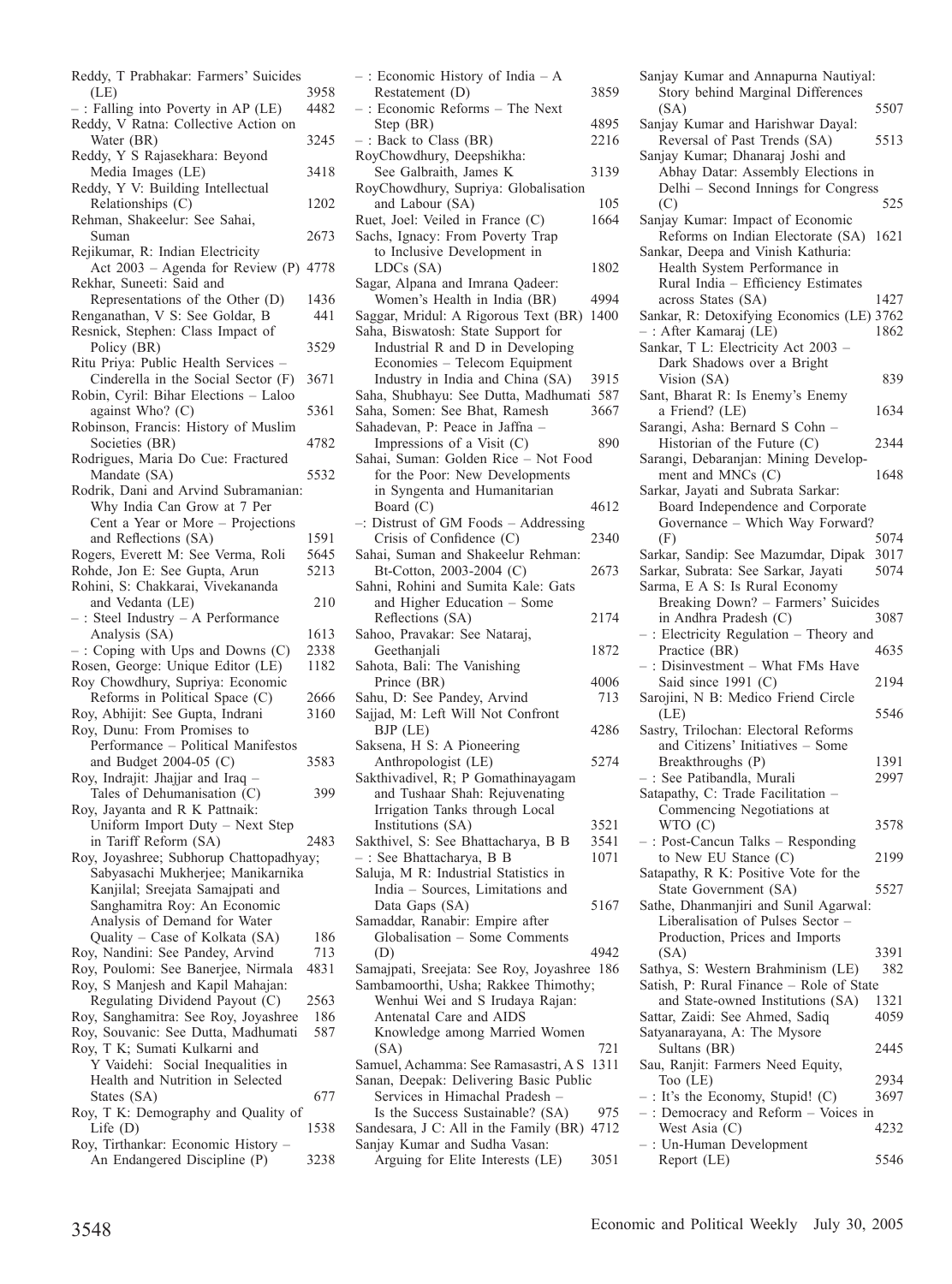Reddy, T Prabhakar: Farmers' Suicides (LE) 3958
– : Falling into Poverty in AP (LE) 4482
Reddy, V Ratna: Collective Action on Water (BR) 3245
Reddy, Y S Rajasekhara: Beyond Media Images (LE) 3418
Reddy, Y V: Building Intellectual Relationships (C) 1202
Rehman, Shakeelur: See Sahai, Suman 2673
Rejikumar, R: Indian Electricity Act 2003 – Agenda for Review (P) 4778
Rekhar, Suneeti: Said and Representations of the Other (D) 1436
Renganathan, V S: See Goldar, B 441
Resnick, Stephen: Class Impact of Policy (BR) 3529
Ritu Priya: Public Health Services – Cinderella in the Social Sector (F) 3671
Robin, Cyril: Bihar Elections – Laloo against Who? (C) 5361
Robinson, Francis: History of Muslim Societies (BR) 4782
Rodrigues, Maria Do Cue: Fractured Mandate (SA) 5532
Rodrik, Dani and Arvind Subramanian: Why India Can Grow at 7 Per Cent a Year or More – Projections and Reflections (SA) 1591
Rogers, Everett M: See Verma, Roli 5645
Rohde, Jon E: See Gupta, Arun 5213
Rohini, S: Chakkarai, Vivekananda and Vedanta (LE) 210
– : Steel Industry – A Performance Analysis (SA) 1613
– : Coping with Ups and Downs (C) 2338
Rosen, George: Unique Editor (LE) 1182
Roy Chowdhury, Supriya: Economic Reforms in Political Space (C) 2666
Roy, Abhijit: See Gupta, Indrani 3160
Roy, Dunu: From Promises to Performance – Political Manifestos and Budget 2004-05 (C) 3583
Roy, Indrajit: Jhajjar and Iraq – Tales of Dehumanisation (C) 399
Roy, Jayanta and R K Pattnaik: Uniform Import Duty – Next Step in Tariff Reform (SA) 2483
Roy, Joyashree; Subhorup Chattopadhyay; Sabyasachi Mukherjee; Manikarnika Kanjilal; Sreejata Samajpati and Sanghamitra Roy: An Economic Analysis of Demand for Water Quality – Case of Kolkata (SA) 186
Roy, Nandini: See Pandey, Arvind 713
Roy, Poulomi: See Banerjee, Nirmala 4831
Roy, S Manjesh and Kapil Mahajan: Regulating Dividend Payout (C) 2563
Roy, Sanghamitra: See Roy, Joyashree 186
Roy, Souvanic: See Dutta, Madhumati 587
Roy, T K; Sumati Kulkarni and Y Vaidehi: Social Inequalities in Health and Nutrition in Selected States (SA) 677
Roy, T K: Demography and Quality of Life (D) 1538
Roy, Tirthankar: Economic History – An Endangered Discipline (P) 3238
– : Economic History of India – A Restatement (D) 3859
– : Economic Reforms – The Next Step (BR) 4895
– : Back to Class (BR) 2216
RoyChowdhury, Deepshikha: See Galbraith, James K 3139
RoyChowdhury, Supriya: Globalisation and Labour (SA) 105
Ruet, Joel: Veiled in France (C) 1664
Sachs, Ignacy: From Poverty Trap to Inclusive Development in LDCs (SA) 1802
Sagar, Alpana and Imrana Qadeer: Women's Health in India (BR) 4994
Saggar, Mridul: A Rigorous Text (BR) 1400
Saha, Biswatosh: State Support for Industrial R and D in Developing Economies – Telecom Equipment Industry in India and China (SA) 3915
Saha, Shubhayu: See Dutta, Madhumati 587
Saha, Somen: See Bhat, Ramesh 3667
Sahadevan, P: Peace in Jaffna – Impressions of a Visit (C) 890
Sahai, Suman: Golden Rice – Not Food for the Poor: New Developments in Syngenta and Humanitarian Board (C) 4612
–: Distrust of GM Foods – Addressing Crisis of Confidence (C) 2340
Sahai, Suman and Shakeelur Rehman: Bt-Cotton, 2003-2004 (C) 2673
Sahni, Rohini and Sumita Kale: Gats and Higher Education – Some Reflections (SA) 2174
Sahoo, Pravakar: See Nataraj, Geethanjali 1872
Sahota, Bali: The Vanishing Prince (BR) 4006
Sahu, D: See Pandey, Arvind 713
Sajjad, M: Left Will Not Confront BJP (LE) 4286
Saksena, H S: A Pioneering Anthropologist (LE) 5274
Sakthivadivel, R; P Gomathinayagam and Tushaar Shah: Rejuvenating Irrigation Tanks through Local Institutions (SA) 3521
Sakthivel, S: See Bhattacharya, B B 3541
– : See Bhattacharya, B B 1071
Saluja, M R: Industrial Statistics in India – Sources, Limitations and Data Gaps (SA) 5167
Samaddar, Ranabir: Empire after Globalisation – Some Comments (D) 4942
Samajpati, Sreejata: See Roy, Joyashree 186
Sambamoorthi, Usha; Rakkee Thimothy; Wenhui Wei and S Irudaya Rajan: Antenatal Care and AIDS Knowledge among Married Women (SA) 721
Samuel, Achamma: See Ramasastri, A S 1311
Sanan, Deepak: Delivering Basic Public Services in Himachal Pradesh – Is the Success Sustainable? (SA) 975
Sandesara, J C: All in the Family (BR) 4712
Sanjay Kumar and Sudha Vasan: Arguing for Elite Interests (LE) 3051
Sanjay Kumar and Annapurna Nautiyal: Story behind Marginal Differences (SA) 5507
Sanjay Kumar and Harishwar Dayal: Reversal of Past Trends (SA) 5513
Sanjay Kumar; Dhanaraj Joshi and Abhay Datar: Assembly Elections in Delhi – Second Innings for Congress (C) 525
Sanjay Kumar: Impact of Economic Reforms on Indian Electorate (SA) 1621
Sankar, Deepa and Vinish Kathuria: Health System Performance in Rural India – Efficiency Estimates across States (SA) 1427
Sankar, R: Detoxifying Economics (LE) 3762
– : After Kamaraj (LE) 1862
Sankar, T L: Electricity Act 2003 – Dark Shadows over a Bright Vision (SA) 839
Sant, Bharat R: Is Enemy's Enemy a Friend? (LE) 1634
Sarangi, Asha: Bernard S Cohn – Historian of the Future (C) 2344
Sarangi, Debaranjan: Mining Development and MNCs (C) 1648
Sarkar, Jayati and Subrata Sarkar: Board Independence and Corporate Governance – Which Way Forward? (F) 5074
Sarkar, Sandip: See Mazumdar, Dipak 3017
Sarkar, Subrata: See Sarkar, Jayati 5074
Sarma, E A S: Is Rural Economy Breaking Down? – Farmers' Suicides in Andhra Pradesh (C) 3087
– : Electricity Regulation – Theory and Practice (BR) 4635
– : Disinvestment – What FMs Have Said since 1991 (C) 2194
Sarojini, N B: Medico Friend Circle (LE) 5546
Sastry, Trilochan: Electoral Reforms and Citizens' Initiatives – Some Breakthroughs (P) 1391
– : See Patibandla, Murali 2997
Satapathy, C: Trade Facilitation – Commencing Negotiations at WTO (C) 3578
– : Post-Cancun Talks – Responding to New EU Stance (C) 2199
Satapathy, R K: Positive Vote for the State Government (SA) 5527
Sathe, Dhanmanjiri and Sunil Agarwal: Liberalisation of Pulses Sector – Production, Prices and Imports (SA) 3391
Sathya, S: Western Brahminism (LE) 382
Satish, P: Rural Finance – Role of State and State-owned Institutions (SA) 1321
Sattar, Zaidi: See Ahmed, Sadiq 4059
Satyanarayana, A: The Mysore Sultans (BR) 2445
Sau, Ranjit: Farmers Need Equity, Too (LE) 2934
– : It's the Economy, Stupid! (C) 3697
– : Democracy and Reform – Voices in West Asia (C) 4232
– : Un-Human Development Report (LE) 5546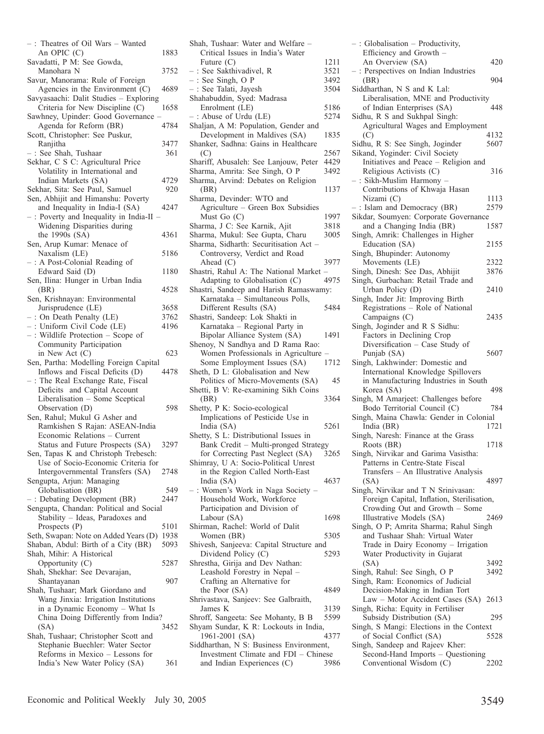– : Theatres of Oil Wars – Wanted An OPIC (C) 1883

Savadatti, P M: See Gowda, Manohara N 3752

Savur, Manorama: Rule of Foreign Agencies in the Environment (C) 4689

Savyasaachi: Dalit Studies – Exploring Criteria for New Discipline (C) 1658

Sawhney, Upinder: Good Governance – Agenda for Reform (BR) 4784

Scott, Christopher: See Puskur, Ranjitha 3477

– : See Shah, Tushaar 361

Sekhar, C S C: Agricultural Price Volatility in International and Indian Markets (SA) 4729

Sekhar, Sita: See Paul, Samuel 920

Sen, Abhijit and Himanshu: Poverty and Inequality in India-I (SA) 4247

– : Poverty and Inequality in India-II – Widening Disparities during the 1990s (SA) 4361

Sen, Arup Kumar: Menace of Naxalism (LE) 5186

– : A Post-Colonial Reading of Edward Said (D) 1180

Sen, Ilina: Hunger in Urban India (BR) 4528

Sen, Krishnayan: Environmental Jurisprudence (LE) 3658

– : On Death Penalty (LE) 3762

– : Uniform Civil Code (LE) 4196

– : Wildlife Protection – Scope of Community Participation in New Act (C) 623

Sen, Partha: Modelling Foreign Capital Inflows and Fiscal Deficits (D) 4478

– : The Real Exchange Rate, Fiscal Deficits and Capital Account Liberalisation – Some Sceptical Observation (D) 598

Sen, Rahul; Mukul G Asher and Ramkishen S Rajan: ASEAN-India Economic Relations – Current Status and Future Prospects (SA) 3297

Sen, Tapas K and Christoph Trebesch: Use of Socio-Economic Criteria for Intergovernmental Transfers (SA) 2748

Sengupta, Arjun: Managing Globalisation (BR) 549

– : Debating Development (BR) 2447

Sengupta, Chandan: Political and Social Stability – Ideas, Paradoxes and Prospects (P) 5101

Seth, Swapan: Note on Added Years (D) 1938

Shaban, Abdul: Birth of a City (BR) 5093

Shah, Mihir: A Historical Opportunity (C) 5287

Shah, Shekhar: See Devarajan, Shantayanan 907

Shah, Tushaar; Mark Giordano and Wang Jinxia: Irrigation Institutions in a Dynamic Economy – What Is China Doing Differently from India? (SA) 3452

Shah, Tushaar; Christopher Scott and Stephanie Buechler: Water Sector Reforms in Mexico – Lessons for India's New Water Policy (SA) 361

Shah, Tushaar: Water and Welfare – Critical Issues in India's Water Future (C) 1211

– : See Sakthivadivel, R 3521

– : See Singh, O P 3492

– : See Talati, Jayesh 3504

Shahabuddin, Syed: Madrasa Enrolment (LE) 5186

– : Abuse of Urdu (LE) 5274

Shaljan, A M: Population, Gender and Development in Maldives (SA) 1835

Shanker, Sadhna: Gains in Healthcare (C) 2567

Shariff, Abusaleh: See Lanjouw, Peter 4429

Sharma, Amrita: See Singh, O P 3492

Sharma, Arvind: Debates on Religion (BR) 1137

Sharma, Devinder: WTO and Agriculture – Green Box Subsidies Must Go (C) 1997

Sharma, J C: See Karnik, Ajit 3818

Sharma, Mukul: See Gupta, Charu 3005

Sharma, Sidharth: Securitisation Act – Controversy, Verdict and Road Ahead (C) 3977

Shastri, Rahul A: The National Market – Adapting to Globalisation (C) 4975

Shastri, Sandeep and Harish Ramaswamy: Karnataka – Simultaneous Polls, Different Results (SA) 5484

Shastri, Sandeep: Lok Shakti in Karnataka – Regional Party in Bipolar Alliance System (SA) 1491

Shenoy, N Sandhya and D Rama Rao: Women Professionals in Agriculture – Some Employment Issues (SA) 1712

Sheth, D L: Globalisation and New Politics of Micro-Movements (SA) 45

Shetti, B V: Re-examining Sikh Coins (BR) 3364

Shetty, P K: Socio-ecological Implications of Pesticide Use in India (SA) 5261

Shetty, S L: Distributional Issues in Bank Credit – Multi-pronged Strategy for Correcting Past Neglect (SA) 3265

Shimray, U A: Socio-Political Unrest in the Region Called North-East India (SA) 4637

– : Women's Work in Naga Society – Household Work, Workforce Participation and Division of Labour (SA) 1698

Shirman, Rachel: World of Dalit Women (BR) 5305

Shivesh, Sanjeeva: Capital Structure and Dividend Policy (C) 5293

Shrestha, Girija and Dev Nathan: Leashold Forestry in Nepal – Crafting an Alternative for the Poor (SA) 4849

Shrivastava, Sanjeev: See Galbraith, James K 3139

Shroff, Sangeeta: See Mohanty, B B 5599

Shyam Sundar, K R: Lockouts in India, 1961-2001 (SA) 4377

Siddharthan, N S: Business Environment, Investment Climate and FDI – Chinese and Indian Experiences (C) 3986

– : Globalisation – Productivity, Efficiency and Growth – An Overview (SA) 420

– : Perspectives on Indian Industries (BR) 904

Siddharthan, N S and K Lal: Liberalisation, MNE and Productivity of Indian Enterprises (SA) 448

Sidhu, R S and Sukhpal Singh: Agricultural Wages and Employment (C) 4132

Sidhu, R S: See Singh, Joginder 5607

Sikand, Yoginder: Civil Society Initiatives and Peace – Religion and Religious Activists (C) 316

– : Sikh-Muslim Harmony – Contributions of Khwaja Hasan Nizami (C) 1113

– : Islam and Democracy (BR) 2579

Sikdar, Soumyen: Corporate Governance and a Changing India (BR) 1587

Singh, Amrik: Challenges in Higher Education (SA) 2155

Singh, Bhupinder: Autonomy Movements (LE) 2322

Singh, Dinesh: See Das, Abhijit 3876

Singh, Gurbachan: Retail Trade and Urban Policy (D) 2410

Singh, Inder Jit: Improving Birth Registrations – Role of National Campaigns (C) 2435

Singh, Joginder and R S Sidhu: Factors in Declining Crop Diversification – Case Study of Punjab (SA) 5607

Singh, Lakhwinder: Domestic and International Knowledge Spillovers in Manufacturing Industries in South Korea (SA) 498

Singh, M Amarjeet: Challenges before Bodo Territorial Council (C) 784

Singh, Maina Chawla: Gender in Colonial India (BR) 1721

Singh, Naresh: Finance at the Grass Roots (BR) 1718

Singh, Nirvikar and Garima Vasistha: Patterns in Centre-State Fiscal Transfers – An Illustrative Analysis (SA) 4897

Singh, Nirvikar and T N Srinivasan: Foreign Capital, Inflation, Sterilisation, Crowding Out and Growth – Some Illustrative Models (SA) 2469

Singh, O P; Amrita Sharma; Rahul Singh and Tushaar Shah: Virtual Water Trade in Dairy Economy – Irrigation Water Productivity in Gujarat (SA) 3492

Singh, Rahul: See Singh, O P 3492

Singh, Ram: Economics of Judicial Decision-Making in Indian Tort Law – Motor Accident Cases (SA) 2613

Singh, Richa: Equity in Fertiliser Subsidy Distribution (SA) 295

Singh, S Mangi: Elections in the Context of Social Conflict (SA) 5528

Singh, Sandeep and Rajeev Kher: Second-Hand Imports – Questioning Conventional Wisdom (C) 2202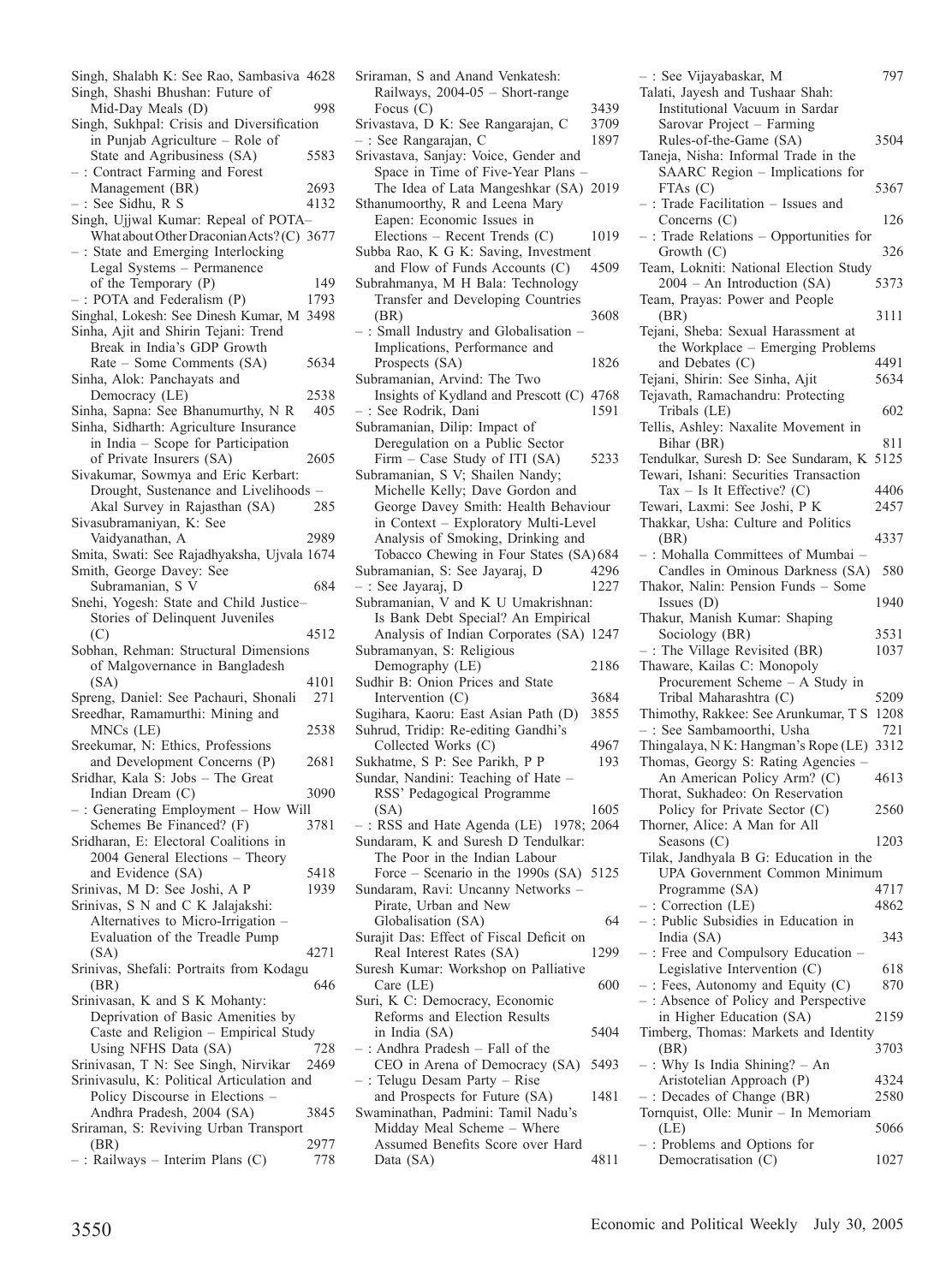Singh, Shalabh K: See Rao, Sambasiva 4628
Singh, Shashi Bhushan: Future of Mid-Day Meals (D) 998
Singh, Sukhpal: Crisis and Diversification in Punjab Agriculture – Role of State and Agribusiness (SA) 5583
– : Contract Farming and Forest Management (BR) 2693
– : See Sidhu, R S 4132
Singh, Ujjwal Kumar: Repeal of POTA– What about Other Draconian Acts? (C) 3677
– : State and Emerging Interlocking Legal Systems – Permanence of the Temporary (P) 149
– : POTA and Federalism (P) 1793
Singhal, Lokesh: See Dinesh Kumar, M 3498
Sinha, Ajit and Shirin Tejani: Trend Break in India's GDP Growth Rate – Some Comments (SA) 5634
Sinha, Alok: Panchayats and Democracy (LE) 2538
Sinha, Sapna: See Bhanumurthy, N R 405
Sinha, Sidharth: Agriculture Insurance in India – Scope for Participation of Private Insurers (SA) 2605
Sivakumar, Sowmya and Eric Kerbart: Drought, Sustenance and Livelihoods – Akal Survey in Rajasthan (SA) 285
Sivasubramaniyan, K: See Vaidyanathan, A 2989
Smita, Swati: See Rajadhyaksha, Ujvala 1674
Smith, George Davey: See Subramanian, S V 684
Snehi, Yogesh: State and Child Justice– Stories of Delinquent Juveniles (C) 4512
Sobhan, Rehman: Structural Dimensions of Malgovernance in Bangladesh (SA) 4101
Spreng, Daniel: See Pachauri, Shonali 271
Sreedhar, Ramamurthi: Mining and MNCs (LE) 2538
Sreekumar, N: Ethics, Professions and Development Concerns (P) 2681
Sridhar, Kala S: Jobs – The Great Indian Dream (C) 3090
– : Generating Employment – How Will Schemes Be Financed? (F) 3781
Sridharan, E: Electoral Coalitions in 2004 General Elections – Theory and Evidence (SA) 5418
Srinivas, M D: See Joshi, A P 1939
Srinivas, S N and C K Jalajakshi: Alternatives to Micro-Irrigation – Evaluation of the Treadle Pump (SA) 4271
Srinivas, Shefali: Portraits from Kodagu (BR) 646
Srinivasan, K and S K Mohanty: Deprivation of Basic Amenities by Caste and Religion – Empirical Study Using NFHS Data (SA) 728
Srinivasan, T N: See Singh, Nirvikar 2469
Srinivasulu, K: Political Articulation and Policy Discourse in Elections – Andhra Pradesh, 2004 (SA) 3845
Sriraman, S: Reviving Urban Transport (BR) 2977
– : Railways – Interim Plans (C) 778
Sriraman, S and Anand Venkatesh: Railways, 2004-05 – Short-range Focus (C) 3439
Srivastava, D K: See Rangarajan, C 3709
– : See Rangarajan, C 1897
Srivastava, Sanjay: Voice, Gender and Space in Time of Five-Year Plans – The Idea of Lata Mangeshkar (SA) 2019
Sthanumoorthy, R and Leena Mary Eapen: Economic Issues in Elections – Recent Trends (C) 1019
Subba Rao, K G K: Saving, Investment and Flow of Funds Accounts (C) 4509
Subrahmanya, M H Bala: Technology Transfer and Developing Countries (BR) 3608
– : Small Industry and Globalisation – Implications, Performance and Prospects (SA) 1826
Subramanian, Arvind: The Two Insights of Kydland and Prescott (C) 4768
– : See Rodrik, Dani 1591
Subramanian, Dilip: Impact of Deregulation on a Public Sector Firm – Case Study of ITI (SA) 5233
Subramanian, S V; Shailen Nandy; Michelle Kelly; Dave Gordon and George Davey Smith: Health Behaviour in Context – Exploratory Multi-Level Analysis of Smoking, Drinking and Tobacco Chewing in Four States (SA) 684
Subramanian, S: See Jayaraj, D 4296
– : See Jayaraj, D 1227
Subramanian, V and K U Umakrishnan: Is Bank Debt Special? An Empirical Analysis of Indian Corporates (SA) 1247
Subramanyan, S: Religious Demography (LE) 2186
Sudhir B: Onion Prices and State Intervention (C) 3684
Sugihara, Kaoru: East Asian Path (D) 3855
Suhrud, Tridip: Re-editing Gandhi's Collected Works (C) 4967
Sukhatme, S P: See Parikh, P P 193
Sundar, Nandini: Teaching of Hate – RSS' Pedagogical Programme (SA) 1605
– : RSS and Hate Agenda (LE) 1978; 2064
Sundaram, K and Suresh D Tendulkar: The Poor in the Indian Labour Force – Scenario in the 1990s (SA) 5125
Sundaram, Ravi: Uncanny Networks – Pirate, Urban and New Globalisation (SA) 64
Surajit Das: Effect of Fiscal Deficit on Real Interest Rates (SA) 1299
Suresh Kumar: Workshop on Palliative Care (LE) 600
Suri, K C: Democracy, Economic Reforms and Election Results in India (SA) 5404
– : Andhra Pradesh – Fall of the CEO in Arena of Democracy (SA) 5493
– : Telugu Desam Party – Rise and Prospects for Future (SA) 1481
Swaminathan, Padmini: Tamil Nadu's Midday Meal Scheme – Where Assumed Benefits Score over Hard Data (SA) 4811
– : See Vijayabaskar, M 797
Talati, Jayesh and Tushaar Shah: Institutional Vacuum in Sardar Sarovar Project – Farming Rules-of-the-Game (SA) 3504
Taneja, Nisha: Informal Trade in the SAARC Region – Implications for FTAs (C) 5367
– : Trade Facilitation – Issues and Concerns (C) 126
– : Trade Relations – Opportunities for Growth (C) 326
Team, Lokniti: National Election Study 2004 – An Introduction (SA) 5373
Team, Prayas: Power and People (BR) 3111
Tejani, Sheba: Sexual Harassment at the Workplace – Emerging Problems and Debates (C) 4491
Tejani, Shirin: See Sinha, Ajit 5634
Tejavath, Ramachandru: Protecting Tribals (LE) 602
Tellis, Ashley: Naxalite Movement in Bihar (BR) 811
Tendulkar, Suresh D: See Sundaram, K 5125
Tewari, Ishani: Securities Transaction Tax – Is It Effective? (C) 4406
Tewari, Laxmi: See Joshi, P K 2457
Thakkar, Usha: Culture and Politics (BR) 4337
– : Mohalla Committees of Mumbai – Candles in Ominous Darkness (SA) 580
Thakor, Nalin: Pension Funds – Some Issues (D) 1940
Thakur, Manish Kumar: Shaping Sociology (BR) 3531
– : The Village Revisited (BR) 1037
Thaware, Kailas C: Monopoly Procurement Scheme – A Study in Tribal Maharashtra (C) 5209
Thimothy, Rakkee: See Arunkumar, T S 1208
– : See Sambamoorthi, Usha 721
Thingalaya, N K: Hangman's Rope (LE) 3312
Thomas, Georgy S: Rating Agencies – An American Policy Arm? (C) 4613
Thorat, Sukhadeo: On Reservation Policy for Private Sector (C) 2560
Thorner, Alice: A Man for All Seasons (C) 1203
Tilak, Jandhyala B G: Education in the UPA Government Common Minimum Programme (SA) 4717
– : Correction (LE) 4862
– : Public Subsidies in Education in India (SA) 343
– : Free and Compulsory Education – Legislative Intervention (C) 618
– : Fees, Autonomy and Equity (C) 870
– : Absence of Policy and Perspective in Higher Education (SA) 2159
Timberg, Thomas: Markets and Identity (BR) 3703
– : Why Is India Shining? – An Aristotelian Approach (P) 4324
– : Decades of Change (BR) 2580
Tornquist, Olle: Munir – In Memoriam (LE) 5066
– : Problems and Options for Democratisation (C) 1027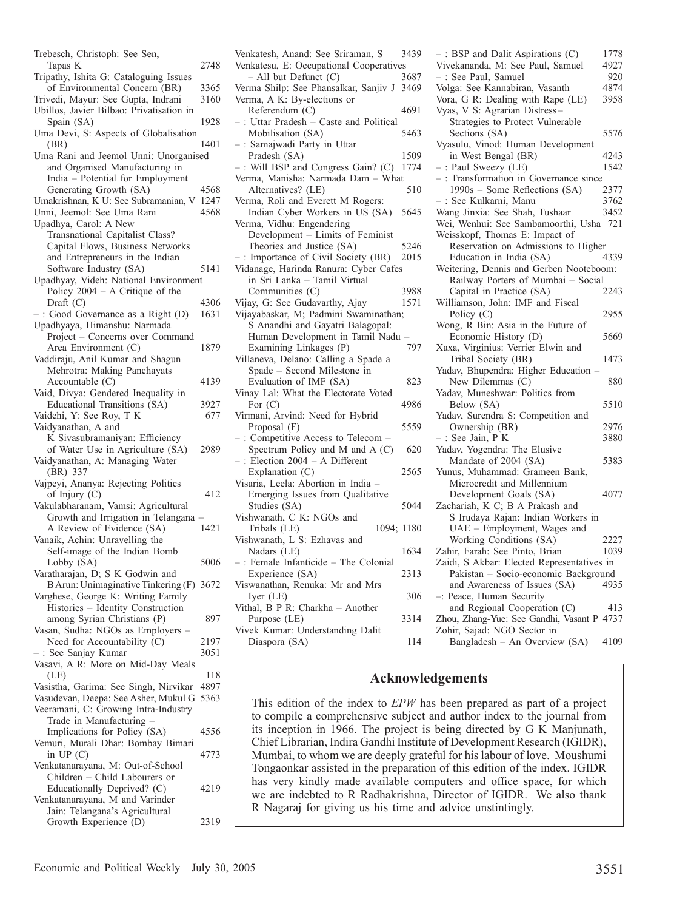Trebesch, Christoph: See Sen, Tapas K 2748
Tripathy, Ishita G: Cataloguing Issues of Environmental Concern (BR) 3365
Trivedi, Mayur: See Gupta, Indrani 3160
Ubillos, Javier Bilbao: Privatisation in Spain (SA) 1928
Uma Devi, S: Aspects of Globalisation (BR) 1401
Uma Rani and Jeemol Unni: Unorganised and Organised Manufacturing in India – Potential for Employment Generating Growth (SA) 4568
Umakrishnan, K U: See Subramanian, V 1247
Unni, Jeemol: See Uma Rani 4568
Upadhya, Carol: A New Transnational Capitalist Class? Capital Flows, Business Networks and Entrepreneurs in the Indian Software Industry (SA) 5141
Upadhyay, Videh: National Environment Policy 2004 – A Critique of the Draft (C) 4306
– : Good Governance as a Right (D) 1631
Upadhyaya, Himanshu: Narmada Project – Concerns over Command Area Environment (C) 1879
Vaddiraju, Anil Kumar and Shagun Mehrotra: Making Panchayats Accountable (C) 4139
Vaid, Divya: Gendered Inequality in Educational Transitions (SA) 3927
Vaidehi, Y: See Roy, T K 677
Vaidyanathan, A and K Sivasubramaniyan: Efficiency of Water Use in Agriculture (SA) 2989
Vaidyanathan, A: Managing Water (BR) 337
Vajpeyi, Ananya: Rejecting Politics of Injury (C) 412
Vakulabharanam, Vamsi: Agricultural Growth and Irrigation in Telangana – A Review of Evidence (SA) 1421
Vanaik, Achin: Unravelling the Self-image of the Indian Bomb Lobby (SA) 5006
Varatharajan, D; S K Godwin and B Arun: Unimaginative Tinkering (F) 3672
Varghese, George K: Writing Family Histories – Identity Construction among Syrian Christians (P) 897
Vasan, Sudha: NGOs as Employers – Need for Accountability (C) 2197
– : See Sanjay Kumar 3051
Vasavi, A R: More on Mid-Day Meals (LE) 118
Vasistha, Garima: See Singh, Nirvikar 4897
Vasudevan, Deepa: See Asher, Mukul G 5363
Veeramani, C: Growing Intra-Industry Trade in Manufacturing – Implications for Policy (SA) 4556
Vemuri, Murali Dhar: Bombay Bimari in UP (C) 4773
Venkatanarayana, M: Out-of-School Children – Child Labourers or Educationally Deprived? (C) 4219
Venkatanarayana, M and Varinder Jain: Telangana's Agricultural Growth Experience (D) 2319
Venkatesh, Anand: See Sriraman, S 3439
Venkatesu, E: Occupational Cooperatives – All but Defunct (C) 3687
Verma Shilp: See Phansalkar, Sanjiv J 3469
Verma, A K: By-elections or Referendum (C) 4691
– : Uttar Pradesh – Caste and Political Mobilisation (SA) 5463
– : Samajwadi Party in Uttar Pradesh (SA) 1509
– : Will BSP and Congress Gain? (C) 1774
Verma, Manisha: Narmada Dam – What Alternatives? (LE) 510
Verma, Roli and Everett M Rogers: Indian Cyber Workers in US (SA) 5645
Verma, Vidhu: Engendering Development – Limits of Feminist Theories and Justice (SA) 5246
– : Importance of Civil Society (BR) 2015
Vidanage, Harinda Ranura: Cyber Cafes in Sri Lanka – Tamil Virtual Communities (C) 3988
Vijay, G: See Gudavarthy, Ajay 1571
Vijayabaskar, M; Padmini Swaminathan; S Anandhi and Gayatri Balagopal: Human Development in Tamil Nadu – Examining Linkages (P) 797
Villaneva, Delano: Calling a Spade a Spade – Second Milestone in Evaluation of IMF (SA) 823
Vinay Lal: What the Electorate Voted For (C) 4986
Virmani, Arvind: Need for Hybrid Proposal (F) 5559
– : Competitive Access to Telecom – Spectrum Policy and M and A (C) 620
– : Election 2004 – A Different Explanation (C) 2565
Visaria, Leela: Abortion in India – Emerging Issues from Qualitative Studies (SA) 5044
Vishwanath, C K: NGOs and Tribals (LE) 1094; 1180
Vishwanath, L S: Ezhavas and Nadars (LE) 1634
– : Female Infanticide – The Colonial Experience (SA) 2313
Viswanathan, Renuka: Mr and Mrs Iyer (LE) 306
Vithal, B P R: Charkha – Another Purpose (LE) 3314
Vivek Kumar: Understanding Dalit Diaspora (SA) 114
– : BSP and Dalit Aspirations (C) 1778
Vivekananda, M: See Paul, Samuel 4927
– : See Paul, Samuel 920
Volga: See Kannabiran, Vasanth 4874
Vora, G R: Dealing with Rape (LE) 3958
Vyas, V S: Agrarian Distress – Strategies to Protect Vulnerable Sections (SA) 5576
Vyasulu, Vinod: Human Development in West Bengal (BR) 4243
– : Paul Sweezy (LE) 1542
– : Transformation in Governance since 1990s – Some Reflections (SA) 2377
– : See Kulkarni, Manu 3762
Wang Jinxia: See Shah, Tushaar 3452
Wei, Wenhui: See Sambamoorthi, Usha 721
Weisskopf, Thomas E: Impact of Reservation on Admissions to Higher Education in India (SA) 4339
Weitering, Dennis and Gerben Nooteboom: Railway Porters of Mumbai – Social Capital in Practice (SA) 2243
Williamson, John: IMF and Fiscal Policy (C) 2955
Wong, R Bin: Asia in the Future of Economic History (D) 5669
Xaxa, Virginius: Verrier Elwin and Tribal Society (BR) 1473
Yadav, Bhupendra: Higher Education – New Dilemmas (C) 880
Yadav, Muneshwar: Politics from Below (SA) 5510
Yadav, Surendra S: Competition and Ownership (BR) 2976
– : See Jain, P K 3880
Yadav, Yogendra: The Elusive Mandate of 2004 (SA) 5383
Yunus, Muhammad: Grameen Bank, Microcredit and Millennium Development Goals (SA) 4077
Zachariah, K C; B A Prakash and S Irudaya Rajan: Indian Workers in UAE – Employment, Wages and Working Conditions (SA) 2227
Zahir, Farah: See Pinto, Brian 1039
Zaidi, S Akbar: Elected Representatives in Pakistan – Socio-economic Background and Awareness of Issues (SA) 4935
–: Peace, Human Security and Regional Cooperation (C) 413
Zhou, Zhang-Yue: See Gandhi, Vasant P 4737
Zohir, Sajad: NGO Sector in Bangladesh – An Overview (SA) 4109

## Acknowledgements

This edition of the index to *EPW* has been prepared as part of a project to compile a comprehensive subject and author index to the journal from its inception in 1966. The project is being directed by G K Manjunath, Chief Librarian, Indira Gandhi Institute of Development Research (IGIDR), Mumbai, to whom we are deeply grateful for his labour of love. Moushumi Tongaonkar assisted in the preparation of this edition of the index. IGIDR has very kindly made available computers and office space, for which we are indebted to R Radhakrishna, Director of IGIDR. We also thank R Nagaraj for giving us his time and advice unstintingly.